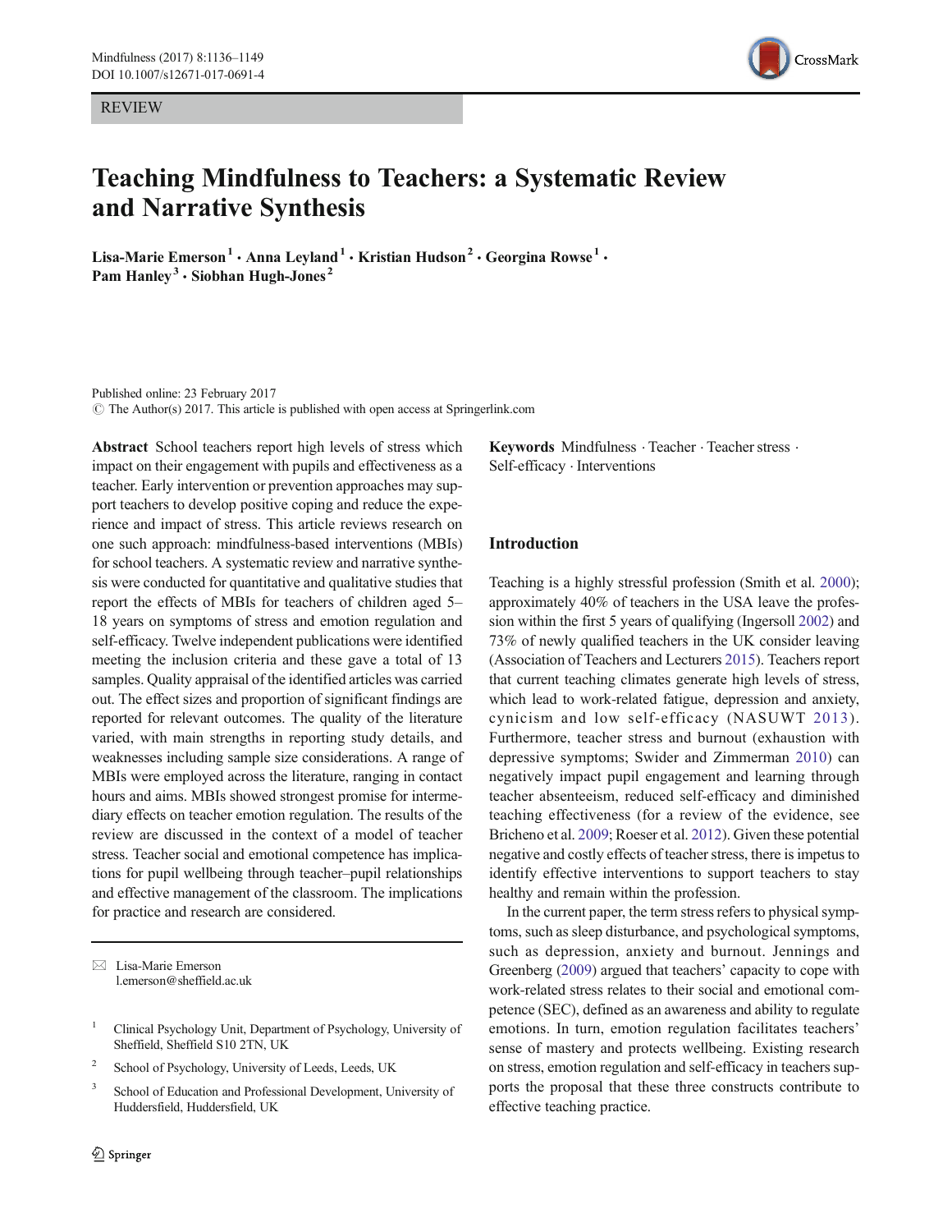REVIEW

# Teaching Mindfulness to Teachers: a Systematic Review and Narrative Synthesis

**Lisa-Marie Emerson[1] · Anna Leyland[1] · Kristian Hudson[2] · Georgina Rowse[1] · Pam Hanley[3] · Siobhan Hugh-Jones[2]**

Published online: 23 February 2017
© The Author(s) 2017. This article is published with open access at Springerlink.com

**Abstract** School teachers report high levels of stress which impact on their engagement with pupils and effectiveness as a teacher. Early intervention or prevention approaches may support teachers to develop positive coping and reduce the experience and impact of stress. This article reviews research on one such approach: mindfulness-based interventions (MBIs) for school teachers. A systematic review and narrative synthesis were conducted for quantitative and qualitative studies that report the effects of MBIs for teachers of children aged 5–18 years on symptoms of stress and emotion regulation and self-efficacy. Twelve independent publications were identified meeting the inclusion criteria and these gave a total of 13 samples. Quality appraisal of the identified articles was carried out. The effect sizes and proportion of significant findings are reported for relevant outcomes. The quality of the literature varied, with main strengths in reporting study details, and weaknesses including sample size considerations. A range of MBIs were employed across the literature, ranging in contact hours and aims. MBIs showed strongest promise for intermediary effects on teacher emotion regulation. The results of the review are discussed in the context of a model of teacher stress. Teacher social and emotional competence has implications for pupil wellbeing through teacher–pupil relationships and effective management of the classroom. The implications for practice and research are considered.

**Keywords** Mindfulness · Teacher · Teacher stress · Self-efficacy · Interventions

✉ Lisa-Marie Emerson
l.emerson@sheffield.ac.uk

[1] Clinical Psychology Unit, Department of Psychology, University of Sheffield, Sheffield S10 2TN, UK

[2] School of Psychology, University of Leeds, Leeds, UK

[3] School of Education and Professional Development, University of Huddersfield, Huddersfield, UK

## Introduction

Teaching is a highly stressful profession (Smith et al. 2000); approximately 40% of teachers in the USA leave the profession within the first 5 years of qualifying (Ingersoll 2002) and 73% of newly qualified teachers in the UK consider leaving (Association of Teachers and Lecturers 2015). Teachers report that current teaching climates generate high levels of stress, which lead to work-related fatigue, depression and anxiety, cynicism and low self-efficacy (NASUWT 2013). Furthermore, teacher stress and burnout (exhaustion with depressive symptoms; Swider and Zimmerman 2010) can negatively impact pupil engagement and learning through teacher absenteeism, reduced self-efficacy and diminished teaching effectiveness (for a review of the evidence, see Bricheno et al. 2009; Roeser et al. 2012). Given these potential negative and costly effects of teacher stress, there is impetus to identify effective interventions to support teachers to stay healthy and remain within the profession.

In the current paper, the term stress refers to physical symptoms, such as sleep disturbance, and psychological symptoms, such as depression, anxiety and burnout. Jennings and Greenberg (2009) argued that teachers' capacity to cope with work-related stress relates to their social and emotional competence (SEC), defined as an awareness and ability to regulate emotions. In turn, emotion regulation facilitates teachers' sense of mastery and protects wellbeing. Existing research on stress, emotion regulation and self-efficacy in teachers supports the proposal that these three constructs contribute to effective teaching practice.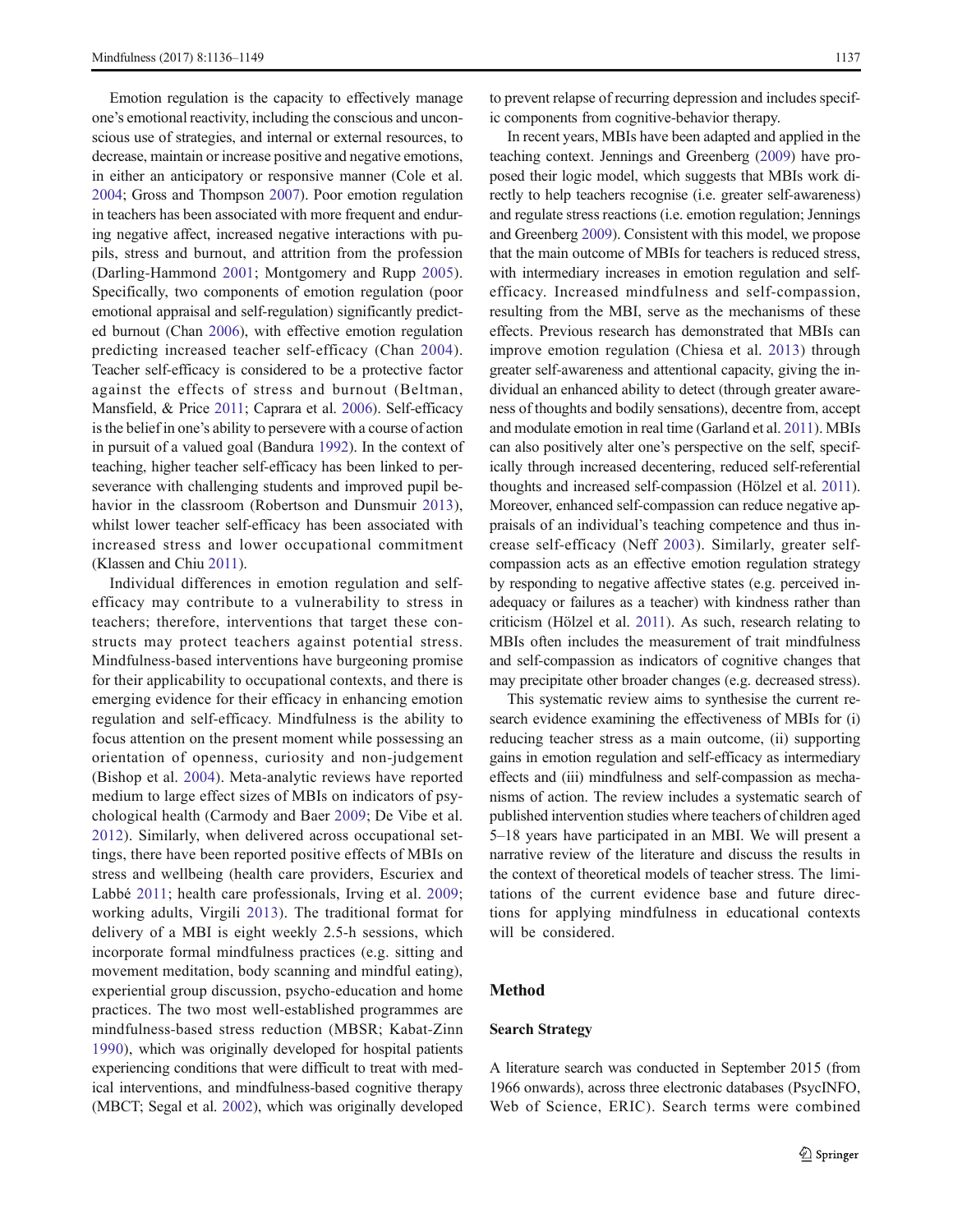Emotion regulation is the capacity to effectively manage one's emotional reactivity, including the conscious and unconscious use of strategies, and internal or external resources, to decrease, maintain or increase positive and negative emotions, in either an anticipatory or responsive manner (Cole et al. 2004; Gross and Thompson 2007). Poor emotion regulation in teachers has been associated with more frequent and enduring negative affect, increased negative interactions with pupils, stress and burnout, and attrition from the profession (Darling-Hammond 2001; Montgomery and Rupp 2005). Specifically, two components of emotion regulation (poor emotional appraisal and self-regulation) significantly predicted burnout (Chan 2006), with effective emotion regulation predicting increased teacher self-efficacy (Chan 2004). Teacher self-efficacy is considered to be a protective factor against the effects of stress and burnout (Beltman, Mansfield, & Price 2011; Caprara et al. 2006). Self-efficacy is the belief in one's ability to persevere with a course of action in pursuit of a valued goal (Bandura 1992). In the context of teaching, higher teacher self-efficacy has been linked to perseverance with challenging students and improved pupil behavior in the classroom (Robertson and Dunsmuir 2013), whilst lower teacher self-efficacy has been associated with increased stress and lower occupational commitment (Klassen and Chiu 2011).

Individual differences in emotion regulation and self-efficacy may contribute to a vulnerability to stress in teachers; therefore, interventions that target these constructs may protect teachers against potential stress. Mindfulness-based interventions have burgeoning promise for their applicability to occupational contexts, and there is emerging evidence for their efficacy in enhancing emotion regulation and self-efficacy. Mindfulness is the ability to focus attention on the present moment while possessing an orientation of openness, curiosity and non-judgement (Bishop et al. 2004). Meta-analytic reviews have reported medium to large effect sizes of MBIs on indicators of psychological health (Carmody and Baer 2009; De Vibe et al. 2012). Similarly, when delivered across occupational settings, there have been reported positive effects of MBIs on stress and wellbeing (health care providers, Escuriex and Labbé 2011; health care professionals, Irving et al. 2009; working adults, Virgili 2013). The traditional format for delivery of a MBI is eight weekly 2.5-h sessions, which incorporate formal mindfulness practices (e.g. sitting and movement meditation, body scanning and mindful eating), experiential group discussion, psycho-education and home practices. The two most well-established programmes are mindfulness-based stress reduction (MBSR; Kabat-Zinn 1990), which was originally developed for hospital patients experiencing conditions that were difficult to treat with medical interventions, and mindfulness-based cognitive therapy (MBCT; Segal et al. 2002), which was originally developed to prevent relapse of recurring depression and includes specific components from cognitive-behavior therapy.

In recent years, MBIs have been adapted and applied in the teaching context. Jennings and Greenberg (2009) have proposed their logic model, which suggests that MBIs work directly to help teachers recognise (i.e. greater self-awareness) and regulate stress reactions (i.e. emotion regulation; Jennings and Greenberg 2009). Consistent with this model, we propose that the main outcome of MBIs for teachers is reduced stress, with intermediary increases in emotion regulation and self-efficacy. Increased mindfulness and self-compassion, resulting from the MBI, serve as the mechanisms of these effects. Previous research has demonstrated that MBIs can improve emotion regulation (Chiesa et al. 2013) through greater self-awareness and attentional capacity, giving the individual an enhanced ability to detect (through greater awareness of thoughts and bodily sensations), decentre from, accept and modulate emotion in real time (Garland et al. 2011). MBIs can also positively alter one's perspective on the self, specifically through increased decentering, reduced self-referential thoughts and increased self-compassion (Hölzel et al. 2011). Moreover, enhanced self-compassion can reduce negative appraisals of an individual's teaching competence and thus increase self-efficacy (Neff 2003). Similarly, greater self-compassion acts as an effective emotion regulation strategy by responding to negative affective states (e.g. perceived inadequacy or failures as a teacher) with kindness rather than criticism (Hölzel et al. 2011). As such, research relating to MBIs often includes the measurement of trait mindfulness and self-compassion as indicators of cognitive changes that may precipitate other broader changes (e.g. decreased stress).

This systematic review aims to synthesise the current research evidence examining the effectiveness of MBIs for (i) reducing teacher stress as a main outcome, (ii) supporting gains in emotion regulation and self-efficacy as intermediary effects and (iii) mindfulness and self-compassion as mechanisms of action. The review includes a systematic search of published intervention studies where teachers of children aged 5–18 years have participated in an MBI. We will present a narrative review of the literature and discuss the results in the context of theoretical models of teacher stress. The limitations of the current evidence base and future directions for applying mindfulness in educational contexts will be considered.

## Method

### Search Strategy

A literature search was conducted in September 2015 (from 1966 onwards), across three electronic databases (PsycINFO, Web of Science, ERIC). Search terms were combined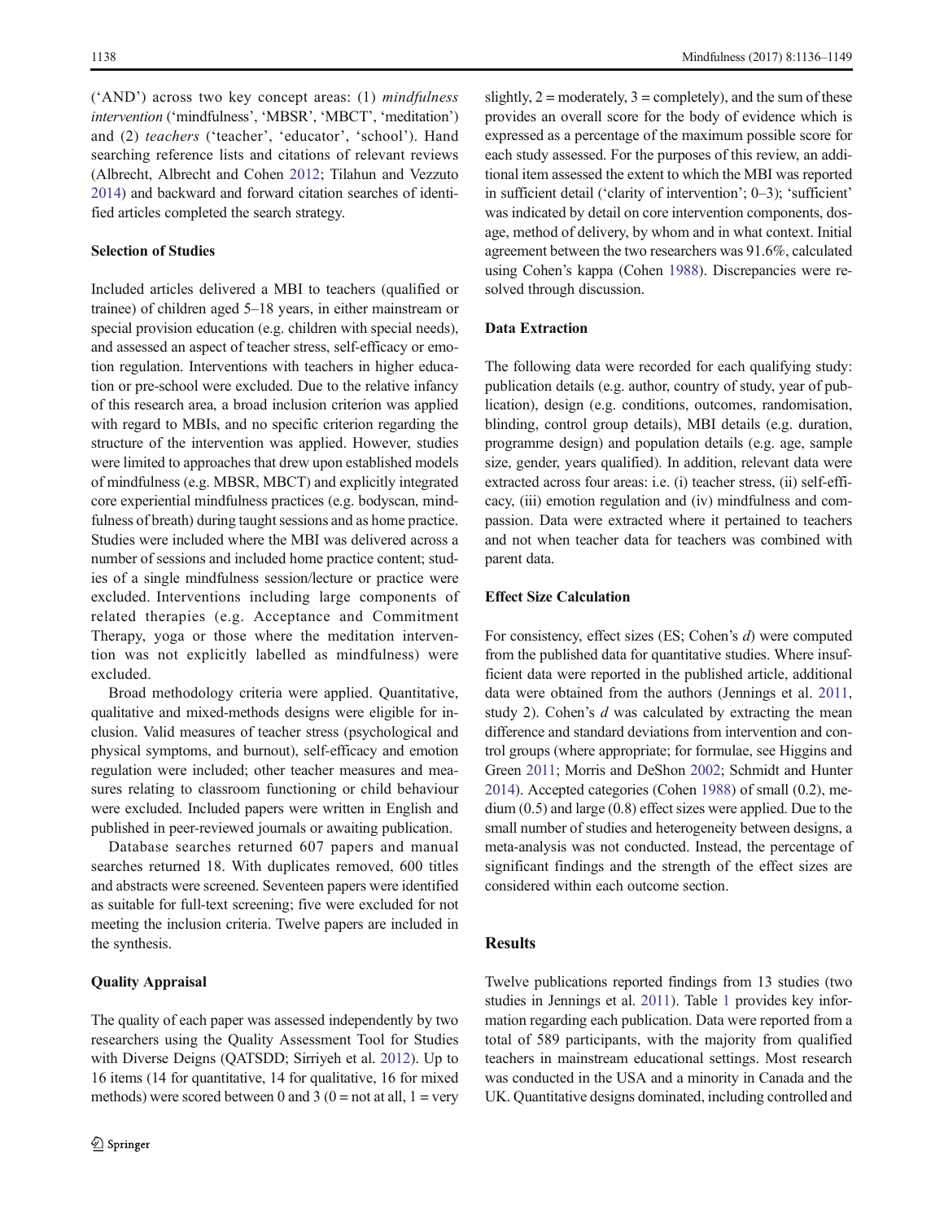('AND') across two key concept areas: (1) *mindfulness intervention* ('mindfulness', 'MBSR', 'MBCT', 'meditation') and (2) *teachers* ('teacher', 'educator', 'school'). Hand searching reference lists and citations of relevant reviews (Albrecht, Albrecht and Cohen 2012; Tilahun and Vezzuto 2014) and backward and forward citation searches of identified articles completed the search strategy.

### Selection of Studies

Included articles delivered a MBI to teachers (qualified or trainee) of children aged 5–18 years, in either mainstream or special provision education (e.g. children with special needs), and assessed an aspect of teacher stress, self-efficacy or emotion regulation. Interventions with teachers in higher education or pre-school were excluded. Due to the relative infancy of this research area, a broad inclusion criterion was applied with regard to MBIs, and no specific criterion regarding the structure of the intervention was applied. However, studies were limited to approaches that drew upon established models of mindfulness (e.g. MBSR, MBCT) and explicitly integrated core experiential mindfulness practices (e.g. bodyscan, mindfulness of breath) during taught sessions and as home practice. Studies were included where the MBI was delivered across a number of sessions and included home practice content; studies of a single mindfulness session/lecture or practice were excluded. Interventions including large components of related therapies (e.g. Acceptance and Commitment Therapy, yoga or those where the meditation intervention was not explicitly labelled as mindfulness) were excluded.

Broad methodology criteria were applied. Quantitative, qualitative and mixed-methods designs were eligible for inclusion. Valid measures of teacher stress (psychological and physical symptoms, and burnout), self-efficacy and emotion regulation were included; other teacher measures and measures relating to classroom functioning or child behaviour were excluded. Included papers were written in English and published in peer-reviewed journals or awaiting publication.

Database searches returned 607 papers and manual searches returned 18. With duplicates removed, 600 titles and abstracts were screened. Seventeen papers were identified as suitable for full-text screening; five were excluded for not meeting the inclusion criteria. Twelve papers are included in the synthesis.

### Quality Appraisal

The quality of each paper was assessed independently by two researchers using the Quality Assessment Tool for Studies with Diverse Deigns (QATSDD; Sirriyeh et al. 2012). Up to 16 items (14 for quantitative, 14 for qualitative, 16 for mixed methods) were scored between 0 and 3 (0 = not at all, 1 = very slightly, 2 = moderately, 3 = completely), and the sum of these provides an overall score for the body of evidence which is expressed as a percentage of the maximum possible score for each study assessed. For the purposes of this review, an additional item assessed the extent to which the MBI was reported in sufficient detail ('clarity of intervention'; 0–3); 'sufficient' was indicated by detail on core intervention components, dosage, method of delivery, by whom and in what context. Initial agreement between the two researchers was 91.6%, calculated using Cohen's kappa (Cohen 1988). Discrepancies were resolved through discussion.

### Data Extraction

The following data were recorded for each qualifying study: publication details (e.g. author, country of study, year of publication), design (e.g. conditions, outcomes, randomisation, blinding, control group details), MBI details (e.g. duration, programme design) and population details (e.g. age, sample size, gender, years qualified). In addition, relevant data were extracted across four areas: i.e. (i) teacher stress, (ii) self-efficacy, (iii) emotion regulation and (iv) mindfulness and compassion. Data were extracted where it pertained to teachers and not when teacher data for teachers was combined with parent data.

### Effect Size Calculation

For consistency, effect sizes (ES; Cohen's $d$) were computed from the published data for quantitative studies. Where insufficient data were reported in the published article, additional data were obtained from the authors (Jennings et al. 2011, study 2). Cohen's $d$ was calculated by extracting the mean difference and standard deviations from intervention and control groups (where appropriate; for formulae, see Higgins and Green 2011; Morris and DeShon 2002; Schmidt and Hunter 2014). Accepted categories (Cohen 1988) of small (0.2), medium (0.5) and large (0.8) effect sizes were applied. Due to the small number of studies and heterogeneity between designs, a meta-analysis was not conducted. Instead, the percentage of significant findings and the strength of the effect sizes are considered within each outcome section.

## Results

Twelve publications reported findings from 13 studies (two studies in Jennings et al. 2011). Table 1 provides key information regarding each publication. Data were reported from a total of 589 participants, with the majority from qualified teachers in mainstream educational settings. Most research was conducted in the USA and a minority in Canada and the UK. Quantitative designs dominated, including controlled and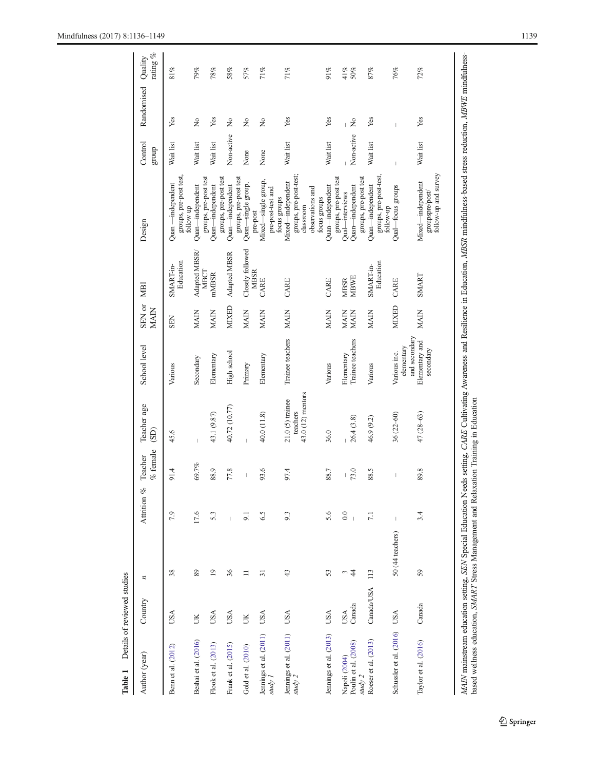**Table 1** Details of reviewed studies

| Author (year) | Country | n | Attrition % | Teacher % female | Teacher age (SD) | School level | SEN or MAIN | MBI | Design | Control group | Randomised | Quality rating % |
|---|---|---|---|---|---|---|---|---|---|---|---|---|
| Benn et al. (2012) | USA | 38 | 7.9 | 91.4 | 45.6 | Various | SEN | SMART-in-Education | Quan—independent groups, pre-post test, follow-up | Wait list | Yes | 81% |
| Beshai et al. (2016) | UK | 89 | 17.6 | 69.7% | – | Secondary | MAIN | Adapted MBSR/ MBCT | Quan—independent groups, pre-post test | Wait list | No | 79% |
| Flook et al. (2013) | USA | 19 | 5.3 | 88.9 | 43.1 (9.87) | Elementary | MAIN | mMBSR | Quan—independent groups, pre-post test | Wait list | Yes | 78% |
| Frank et al. (2015) | USA | 36 | – | 77.8 | 40.72 (10.77) | High school | MIXED | Adapted MBSR | Quan—independent groups, pre-post test | Non-active | No | 58% |
| Gold et al. (2010) | UK | 11 | 9.1 | – | – | Primary | MAIN | Closely followed MBSR | Quan—single group, pre-post | None | No | 57% |
| Jennings et al. (2011) *study 1* | USA | 31 | 6.5 | 93.6 | 40.0 (11.8) | Elementary | MAIN | CARE | Mixed—single group, pre-post-test and focus groups | None | No | 71% |
| Jennings et al. (2011) *study 2* | USA | 43 | 9.3 | 97.4 | 21.0 (5) trainee teachers 43.0 (12) mentors | Trainee teachers | MAIN | CARE | Mixed—independent groups, pre-post-test; classroom observations and focus groups | Wait list | Yes | 71% |
| Jennings et al. (2013) | USA | 53 | 5.6 | 88.7 | 36.0 | Various | MAIN | CARE | Quan—independent groups, pre-post test | Wait list | Yes | 91% |
| Napoli (2004) | USA | 3 | 0.0 | – | – | Elementary | MAIN | MBSR | Qual—interviews | – | – | 41% |
| Poulin et al. (2008) *study 2* | Canada | 44 | – | 73.0 | 26.4 (3.8) | Trainee teachers | MAIN | MBWE | Quan—independent groups, pre-post test | Non-active | No | 50% |
| Roeser et al. (2013) | Canada/USA | 113 | 7.1 | 88.5 | 46.9 (9.2) | Various | MAIN | SMART-in-Education | Quan—independent groups, pre-post-test, follow-up | Wait list | Yes | 87% |
| Schussler et al. (2016) | USA | 50 (44 teachers) | – | – | 36 (22–60) | Various inc. elementary and secondary | MIXED | CARE | Qual—focus groups | – | – | 76% |
| Taylor et al. (2016) | Canada | 59 | 3.4 | 89.8 | 47 (28–63) | Elementary and secondary | MAIN | SMART | Mixed—independent groups pre/post/ follow-up and survey | Wait list | Yes | 72% |

*MAIN* mainstream education setting, *SEN* Special Education Needs setting, *CARE* Cultivating Awareness and Resilience in Education, *MBSR* mindfulness-based stress reduction, *MBWE* mindfulness-based wellness education, *SMART* Stress Management and Relaxation Training in Education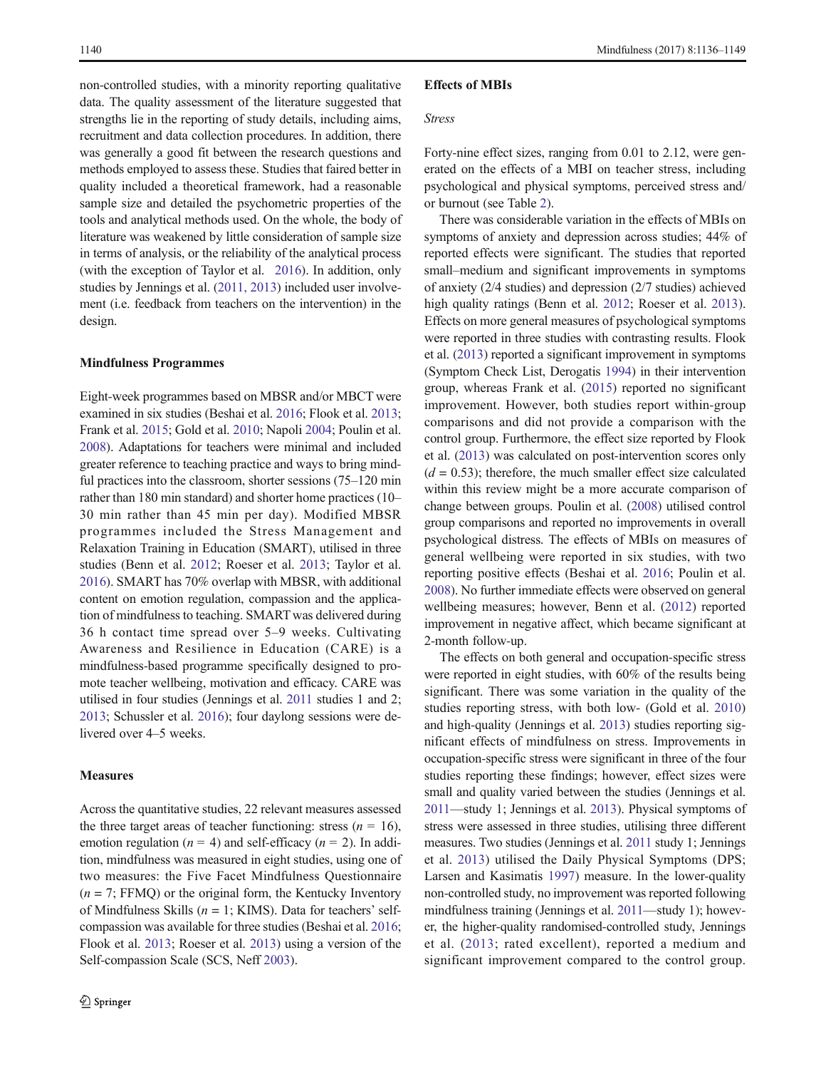non-controlled studies, with a minority reporting qualitative data. The quality assessment of the literature suggested that strengths lie in the reporting of study details, including aims, recruitment and data collection procedures. In addition, there was generally a good fit between the research questions and methods employed to assess these. Studies that faired better in quality included a theoretical framework, had a reasonable sample size and detailed the psychometric properties of the tools and analytical methods used. On the whole, the body of literature was weakened by little consideration of sample size in terms of analysis, or the reliability of the analytical process (with the exception of Taylor et al. 2016). In addition, only studies by Jennings et al. (2011, 2013) included user involvement (i.e. feedback from teachers on the intervention) in the design.

### Mindfulness Programmes

Eight-week programmes based on MBSR and/or MBCT were examined in six studies (Beshai et al. 2016; Flook et al. 2013; Frank et al. 2015; Gold et al. 2010; Napoli 2004; Poulin et al. 2008). Adaptations for teachers were minimal and included greater reference to teaching practice and ways to bring mindful practices into the classroom, shorter sessions (75–120 min rather than 180 min standard) and shorter home practices (10–30 min rather than 45 min per day). Modified MBSR programmes included the Stress Management and Relaxation Training in Education (SMART), utilised in three studies (Benn et al. 2012; Roeser et al. 2013; Taylor et al. 2016). SMART has 70% overlap with MBSR, with additional content on emotion regulation, compassion and the application of mindfulness to teaching. SMART was delivered during 36 h contact time spread over 5–9 weeks. Cultivating Awareness and Resilience in Education (CARE) is a mindfulness-based programme specifically designed to promote teacher wellbeing, motivation and efficacy. CARE was utilised in four studies (Jennings et al. 2011 studies 1 and 2; 2013; Schussler et al. 2016); four daylong sessions were delivered over 4–5 weeks.

### Measures

Across the quantitative studies, 22 relevant measures assessed the three target areas of teacher functioning: stress ($n$ = 16), emotion regulation ($n$ = 4) and self-efficacy ($n$ = 2). In addition, mindfulness was measured in eight studies, using one of two measures: the Five Facet Mindfulness Questionnaire ($n$ = 7; FFMQ) or the original form, the Kentucky Inventory of Mindfulness Skills ($n$ = 1; KIMS). Data for teachers' self-compassion was available for three studies (Beshai et al. 2016; Flook et al. 2013; Roeser et al. 2013) using a version of the Self-compassion Scale (SCS, Neff 2003).

### Effects of MBIs

#### *Stress*

Forty-nine effect sizes, ranging from 0.01 to 2.12, were generated on the effects of a MBI on teacher stress, including psychological and physical symptoms, perceived stress and/or burnout (see Table 2).

There was considerable variation in the effects of MBIs on symptoms of anxiety and depression across studies; 44% of reported effects were significant. The studies that reported small–medium and significant improvements in symptoms of anxiety (2/4 studies) and depression (2/7 studies) achieved high quality ratings (Benn et al. 2012; Roeser et al. 2013). Effects on more general measures of psychological symptoms were reported in three studies with contrasting results. Flook et al. (2013) reported a significant improvement in symptoms (Symptom Check List, Derogatis 1994) in their intervention group, whereas Frank et al. (2015) reported no significant improvement. However, both studies report within-group comparisons and did not provide a comparison with the control group. Furthermore, the effect size reported by Flook et al. (2013) was calculated on post-intervention scores only ($d$ = 0.53); therefore, the much smaller effect size calculated within this review might be a more accurate comparison of change between groups. Poulin et al. (2008) utilised control group comparisons and reported no improvements in overall psychological distress. The effects of MBIs on measures of general wellbeing were reported in six studies, with two reporting positive effects (Beshai et al. 2016; Poulin et al. 2008). No further immediate effects were observed on general wellbeing measures; however, Benn et al. (2012) reported improvement in negative affect, which became significant at 2-month follow-up.

The effects on both general and occupation-specific stress were reported in eight studies, with 60% of the results being significant. There was some variation in the quality of the studies reporting stress, with both low- (Gold et al. 2010) and high-quality (Jennings et al. 2013) studies reporting significant effects of mindfulness on stress. Improvements in occupation-specific stress were significant in three of the four studies reporting these findings; however, effect sizes were small and quality varied between the studies (Jennings et al. 2011—study 1; Jennings et al. 2013). Physical symptoms of stress were assessed in three studies, utilising three different measures. Two studies (Jennings et al. 2011 study 1; Jennings et al. 2013) utilised the Daily Physical Symptoms (DPS; Larsen and Kasimatis 1997) measure. In the lower-quality non-controlled study, no improvement was reported following mindfulness training (Jennings et al. 2011—study 1); however, the higher-quality randomised-controlled study, Jennings et al. (2013; rated excellent), reported a medium and significant improvement compared to the control group.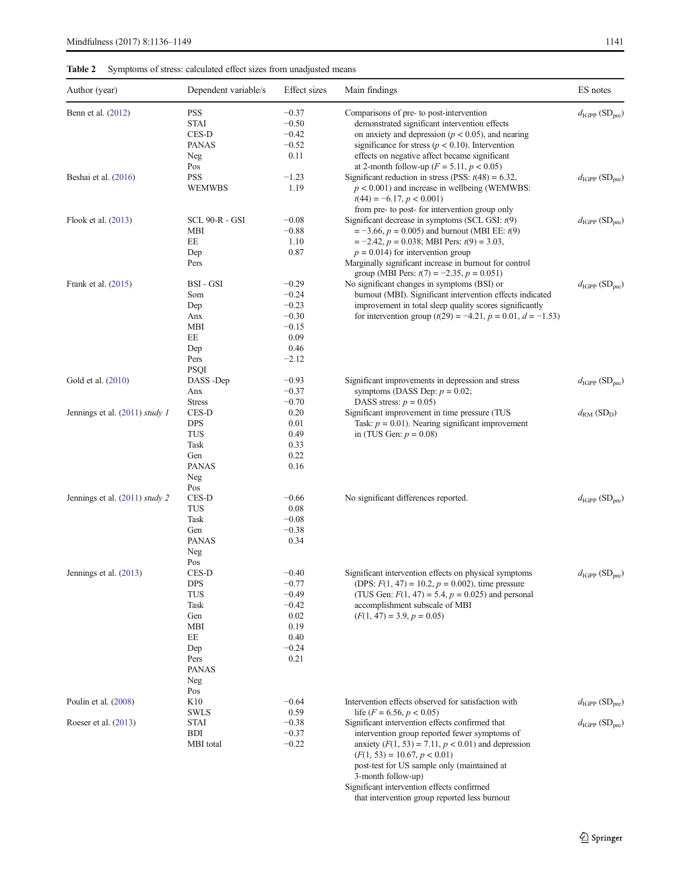**Table 2** Symptoms of stress: calculated effect sizes from unadjusted means

| Author (year) | Dependent variable/s | Effect sizes | Main findings | ES notes |
|---|---|---|---|---|
| Benn et al. (2012) | PSS<br>STAI<br>CES-D<br>PANAS<br>Neg<br>Pos | −0.37<br>−0.50<br>−0.42<br>−0.52<br>0.11 | Comparisons of pre- to post-intervention demonstrated significant intervention effects on anxiety and depression ($p < 0.05$), and nearing significance for stress ($p < 0.10$). Intervention effects on negative affect became significant at 2-month follow-up ($F = 5.11$, $p < 0.05$) | $d_{IGPP}$ ($SD_{pre}$) |
| Beshai et al. (2016) | PSS<br>WEMWBS | −1.23<br>1.19 | Significant reduction in stress (PSS: $t(48) = 6.32$, $p < 0.001$) and increase in wellbeing (WEMWBS: $t(44) = -6.17$, $p < 0.001$) from pre- to post- for intervention group only | $d_{IGPP}$ ($SD_{pre}$) |
| Flook et al. (2013) | SCL 90-R - GSI<br>MBI<br>EE<br>Dep<br>Pers | −0.08<br>−0.88<br>1.10<br>0.87 | Significant decrease in symptoms (SCL GSI: $t(9) = -3.66$, $p = 0.005$) and burnout (MBI EE: $t(9) = -2.42$, $p = 0.038$; MBI Pers: $t(9) = 3.03$, $p = 0.014$) for intervention group<br>Marginally significant increase in burnout for control group (MBI Pers: $t(7) = -2.35$, $p = 0.051$) | $d_{IGPP}$ ($SD_{pre}$) |
| Frank et al. (2015) | BSI - GSI<br>Som<br>Dep<br>Anx<br>MBI<br>EE<br>Dep<br>Pers<br>PSQI | −0.29<br>−0.24<br>−0.23<br>−0.30<br>−0.15<br>0.09<br>0.46<br>−2.12 | No significant changes in symptoms (BSI) or burnout (MBI). Significant intervention effects indicated improvement in total sleep quality scores significantly for intervention group ($t(29) = -4.21$, $p = 0.01$, $d = -1.53$) | $d_{IGPP}$ ($SD_{pre}$) |
| Gold et al. (2010) | DASS -Dep<br>Anx<br>Stress | −0.93<br>−0.37<br>−0.70 | Significant improvements in depression and stress symptoms (DASS Dep: $p = 0.02$; DASS stress: $p = 0.05$) | $d_{IGPP}$ ($SD_{pre}$) |
| Jennings et al. (2011) *study 1* | CES-D<br>DPS<br>TUS<br>Task<br>Gen<br>PANAS<br>Neg<br>Pos | 0.20<br>0.01<br>0.49<br>0.33<br>0.22<br>0.16 | Significant improvement in time pressure (TUS Task: $p = 0.01$). Nearing significant improvement in (TUS Gen: $p = 0.08$) | $d_{RM}$ ($SD_D$) |
| Jennings et al. (2011) *study 2* | CES-D<br>TUS<br>Task<br>Gen<br>PANAS<br>Neg<br>Pos | −0.66<br>0.08<br>−0.08<br>−0.38<br>0.34 | No significant differences reported. | $d_{IGPP}$ ($SD_{pre}$) |
| Jennings et al. (2013) | CES-D<br>DPS<br>TUS<br>Task<br>Gen<br>MBI<br>EE<br>Dep<br>Pers<br>PANAS<br>Neg<br>Pos | −0.40<br>−0.77<br>−0.49<br>−0.42<br>0.02<br>0.19<br>0.40<br>−0.24<br>0.21 | Significant intervention effects on physical symptoms (DPS: $F(1, 47) = 10.2$, $p = 0.002$), time pressure (TUS Gen: $F(1, 47) = 5.4$, $p = 0.025$) and personal accomplishment subscale of MBI ($F(1, 47) = 3.9$, $p = 0.05$) | $d_{IGPP}$ ($SD_{pre}$) |
| Poulin et al. (2008) | K10<br>SWLS | −0.64<br>0.59 | Intervention effects observed for satisfaction with life ($F = 6.56$, $p < 0.05$) | $d_{IGPP}$ ($SD_{pre}$) |
| Roeser et al. (2013) | STAI<br>BDI<br>MBI total | −0.38<br>−0.37<br>−0.22 | Significant intervention effects confirmed that intervention group reported fewer symptoms of anxiety ($F(1, 53) = 7.11$, $p < 0.01$) and depression ($F(1, 53) = 10.67$, $p < 0.01$) post-test for US sample only (maintained at 3-month follow-up)<br>Significant intervention effects confirmed that intervention group reported less burnout | $d_{IGPP}$ ($SD_{pre}$) |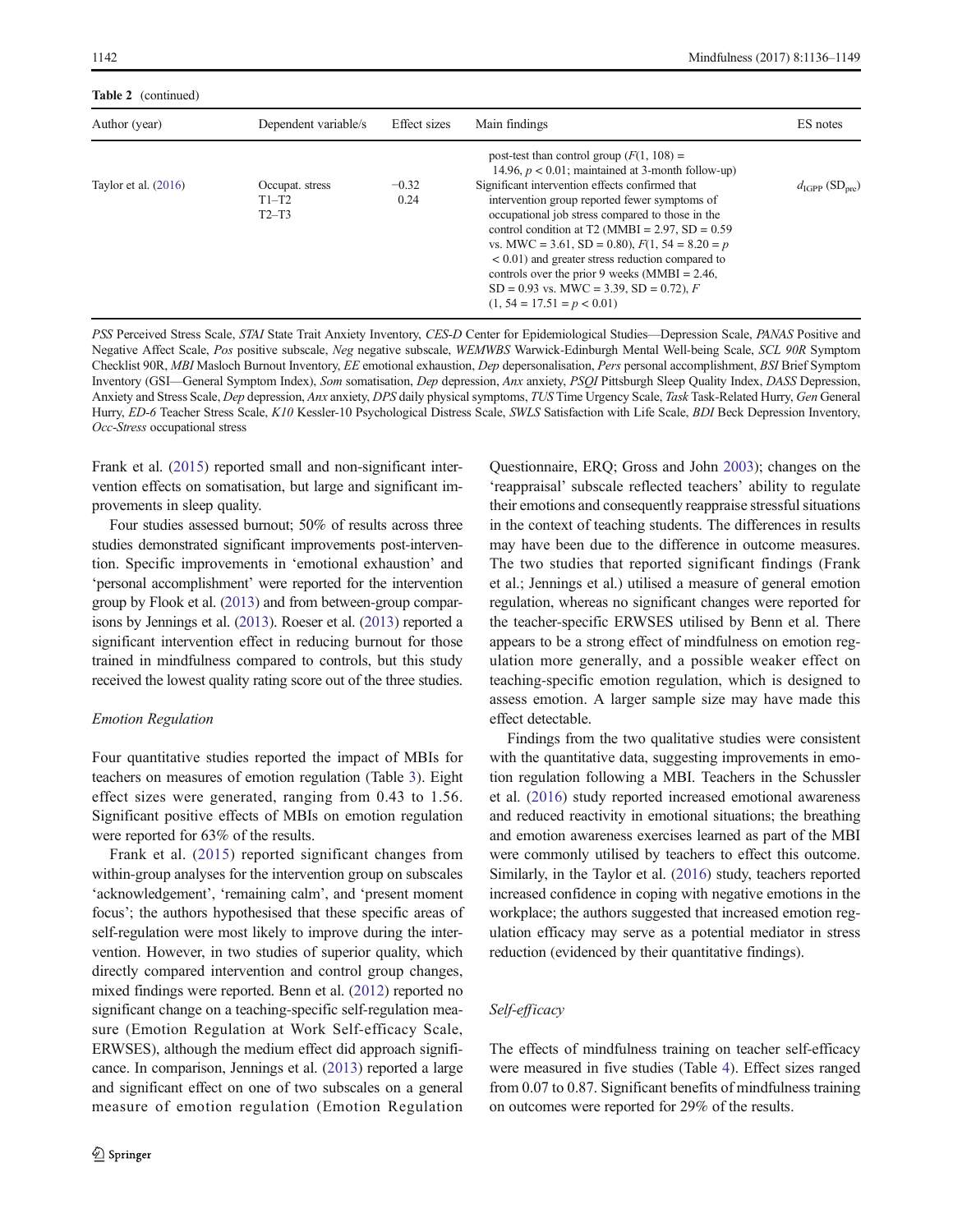**Table 2** (continued)

| Author (year) | Dependent variable/s | Effect sizes | Main findings | ES notes |
|---|---|---|---|---|
| | | | post-test than control group ($F(1, 108) = 14.96$, $p < 0.01$; maintained at 3-month follow-up) | |
| Taylor et al. (2016) | Occupat. stress<br>T1–T2<br>T2–T3 | <br>−0.32<br>0.24 | Significant intervention effects confirmed that intervention group reported fewer symptoms of occupational job stress compared to those in the control condition at T2 (MMBI = 2.97, SD = 0.59 vs. MWC = 3.61, SD = 0.80), $F(1, 54 = 8.20 = p < 0.01)$ and greater stress reduction compared to controls over the prior 9 weeks (MMBI = 2.46, SD = 0.93 vs. MWC = 3.39, SD = 0.72), $F(1, 54 = 17.51 = p < 0.01)$ | $d_{IGPP}$ ($SD_{pre}$) |

*PSS* Perceived Stress Scale, *STAI* State Trait Anxiety Inventory, *CES-D* Center for Epidemiological Studies—Depression Scale, *PANAS* Positive and Negative Affect Scale, *Pos* positive subscale, *Neg* negative subscale, *WEMWBS* Warwick-Edinburgh Mental Well-being Scale, *SCL 90R* Symptom Checklist 90R, *MBI* Masloch Burnout Inventory, *EE* emotional exhaustion, *Dep* depersonalisation, *Pers* personal accomplishment, *BSI* Brief Symptom Inventory (GSI—General Symptom Index), *Som* somatisation, *Dep* depression, *Anx* anxiety, *PSQI* Pittsburgh Sleep Quality Index, *DASS* Depression, Anxiety and Stress Scale, *Dep* depression, *Anx* anxiety, *DPS* daily physical symptoms, *TUS* Time Urgency Scale, *Task* Task-Related Hurry, *Gen* General Hurry, *ED-6* Teacher Stress Scale, *K10* Kessler-10 Psychological Distress Scale, *SWLS* Satisfaction with Life Scale, *BDI* Beck Depression Inventory, *Occ-Stress* occupational stress

Frank et al. (2015) reported small and non-significant intervention effects on somatisation, but large and significant improvements in sleep quality.

Four studies assessed burnout; 50% of results across three studies demonstrated significant improvements post-intervention. Specific improvements in 'emotional exhaustion' and 'personal accomplishment' were reported for the intervention group by Flook et al. (2013) and from between-group comparisons by Jennings et al. (2013). Roeser et al. (2013) reported a significant intervention effect in reducing burnout for those trained in mindfulness compared to controls, but this study received the lowest quality rating score out of the three studies.

*Emotion Regulation*

Four quantitative studies reported the impact of MBIs for teachers on measures of emotion regulation (Table 3). Eight effect sizes were generated, ranging from 0.43 to 1.56. Significant positive effects of MBIs on emotion regulation were reported for 63% of the results.

Frank et al. (2015) reported significant changes from within-group analyses for the intervention group on subscales 'acknowledgement', 'remaining calm', and 'present moment focus'; the authors hypothesised that these specific areas of self-regulation were most likely to improve during the intervention. However, in two studies of superior quality, which directly compared intervention and control group changes, mixed findings were reported. Benn et al. (2012) reported no significant change on a teaching-specific self-regulation measure (Emotion Regulation at Work Self-efficacy Scale, ERWSES), although the medium effect did approach significance. In comparison, Jennings et al. (2013) reported a large and significant effect on one of two subscales on a general measure of emotion regulation (Emotion Regulation Questionnaire, ERQ; Gross and John 2003); changes on the 'reappraisal' subscale reflected teachers' ability to regulate their emotions and consequently reappraise stressful situations in the context of teaching students. The differences in results may have been due to the difference in outcome measures. The two studies that reported significant findings (Frank et al.; Jennings et al.) utilised a measure of general emotion regulation, whereas no significant changes were reported for the teacher-specific ERWSES utilised by Benn et al. There appears to be a strong effect of mindfulness on emotion regulation more generally, and a possible weaker effect on teaching-specific emotion regulation, which is designed to assess emotion. A larger sample size may have made this effect detectable.

Findings from the two qualitative studies were consistent with the quantitative data, suggesting improvements in emotion regulation following a MBI. Teachers in the Schussler et al. (2016) study reported increased emotional awareness and reduced reactivity in emotional situations; the breathing and emotion awareness exercises learned as part of the MBI were commonly utilised by teachers to effect this outcome. Similarly, in the Taylor et al. (2016) study, teachers reported increased confidence in coping with negative emotions in the workplace; the authors suggested that increased emotion regulation efficacy may serve as a potential mediator in stress reduction (evidenced by their quantitative findings).

*Self-efficacy*

The effects of mindfulness training on teacher self-efficacy were measured in five studies (Table 4). Effect sizes ranged from 0.07 to 0.87. Significant benefits of mindfulness training on outcomes were reported for 29% of the results.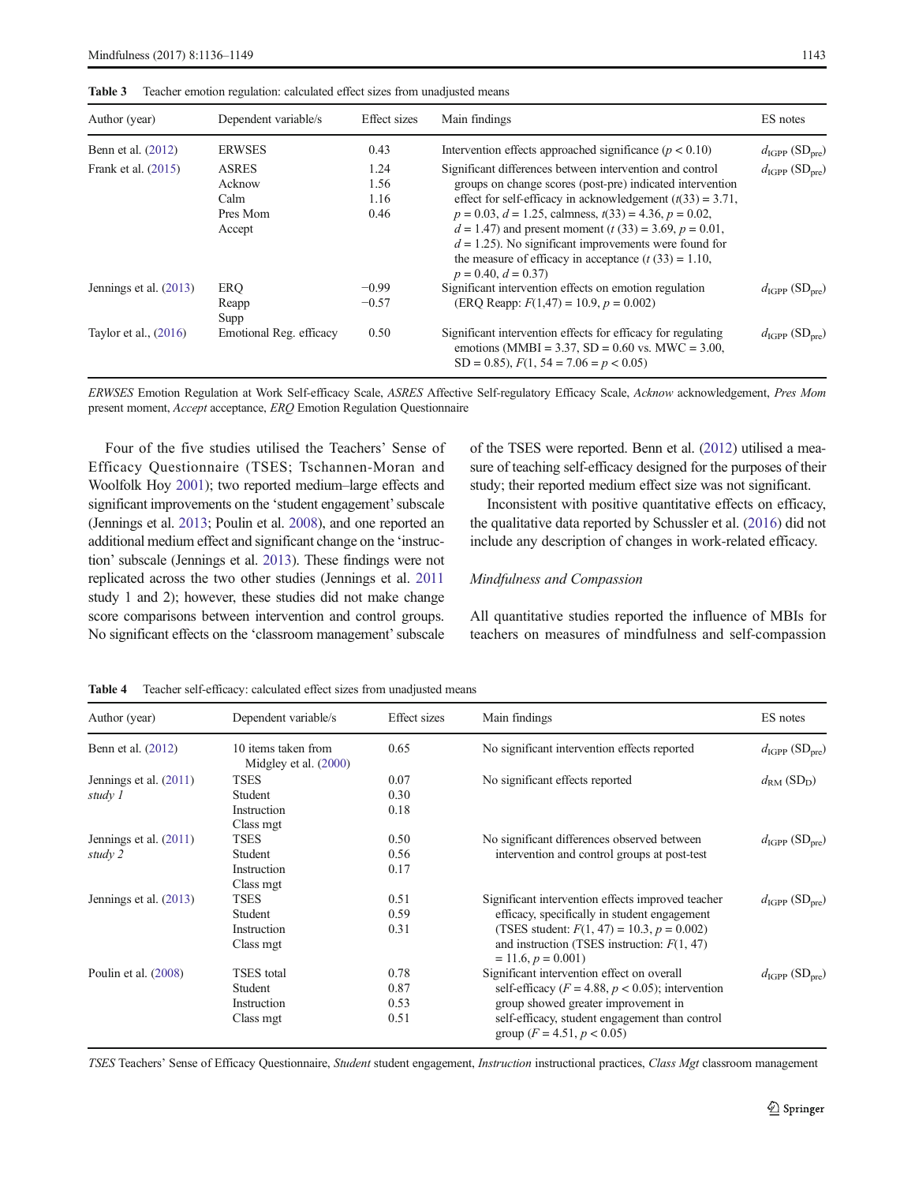**Table 3** Teacher emotion regulation: calculated effect sizes from unadjusted means

| Author (year) | Dependent variable/s | Effect sizes | Main findings | ES notes |
|---|---|---|---|---|
| Benn et al. (2012) | ERWSES | 0.43 | Intervention effects approached significance ($p < 0.10$) | $d_{IGPP}$ ($SD_{pre}$) |
| Frank et al. (2015) | ASRES<br>Acknow<br>Calm<br>Pres Mom<br>Accept | 1.24<br>1.56<br>1.16<br>0.46 | Significant differences between intervention and control groups on change scores (post-pre) indicated intervention effect for self-efficacy in acknowledgement ($t(33) = 3.71$, $p = 0.03$, $d = 1.25$, calmness, $t(33) = 4.36$, $p = 0.02$, $d = 1.47$) and present moment ($t$ (33) = 3.69, $p = 0.01$, $d = 1.25$). No significant improvements were found for the measure of efficacy in acceptance ($t$ (33) = 1.10, $p = 0.40$, $d = 0.37$) | $d_{IGPP}$ ($SD_{pre}$) |
| Jennings et al. (2013) | ERQ<br>Reapp<br>Supp | −0.99<br>−0.57 | Significant intervention effects on emotion regulation (ERQ Reapp: $F(1,47) = 10.9$, $p = 0.002$) | $d_{IGPP}$ ($SD_{pre}$) |
| Taylor et al., (2016) | Emotional Reg. efficacy | 0.50 | Significant intervention effects for efficacy for regulating emotions (MMBI = 3.37, SD = 0.60 vs. MWC = 3.00, SD = 0.85), $F(1, 54 = 7.06 = p < 0.05)$ | $d_{IGPP}$ ($SD_{pre}$) |

*ERWSES* Emotion Regulation at Work Self-efficacy Scale, *ASRES* Affective Self-regulatory Efficacy Scale, *Acknow* acknowledgement, *Pres Mom* present moment, *Accept* acceptance, *ERQ* Emotion Regulation Questionnaire

Four of the five studies utilised the Teachers' Sense of Efficacy Questionnaire (TSES; Tschannen-Moran and Woolfolk Hoy 2001); two reported medium–large effects and significant improvements on the 'student engagement' subscale (Jennings et al. 2013; Poulin et al. 2008), and one reported an additional medium effect and significant change on the 'instruction' subscale (Jennings et al. 2013). These findings were not replicated across the two other studies (Jennings et al. 2011 study 1 and 2); however, these studies did not make change score comparisons between intervention and control groups. No significant effects on the 'classroom management' subscale of the TSES were reported. Benn et al. (2012) utilised a measure of teaching self-efficacy designed for the purposes of their study; their reported medium effect size was not significant.

Inconsistent with positive quantitative effects on efficacy, the qualitative data reported by Schussler et al. (2016) did not include any description of changes in work-related efficacy.

### *Mindfulness and Compassion*

All quantitative studies reported the influence of MBIs for teachers on measures of mindfulness and self-compassion

**Table 4** Teacher self-efficacy: calculated effect sizes from unadjusted means

| Author (year) | Dependent variable/s | Effect sizes | Main findings | ES notes |
|---|---|---|---|---|
| Benn et al. (2012) | 10 items taken from Midgley et al. (2000) | 0.65 | No significant intervention effects reported | $d_{IGPP}$ ($SD_{pre}$) |
| Jennings et al. (2011) *study 1* | TSES<br>Student<br>Instruction<br>Class mgt | 0.07<br>0.30<br>0.18 | No significant effects reported | $d_{RM}$ ($SD_D$) |
| Jennings et al. (2011) *study 2* | TSES<br>Student<br>Instruction<br>Class mgt | 0.50<br>0.56<br>0.17 | No significant differences observed between intervention and control groups at post-test | $d_{IGPP}$ ($SD_{pre}$) |
| Jennings et al. (2013) | TSES<br>Student<br>Instruction<br>Class mgt | 0.51<br>0.59<br>0.31 | Significant intervention effects improved teacher efficacy, specifically in student engagement (TSES student: $F(1, 47) = 10.3$, $p = 0.002$) and instruction (TSES instruction: $F(1, 47) = 11.6$, $p = 0.001$) | $d_{IGPP}$ ($SD_{pre}$) |
| Poulin et al. (2008) | TSES total<br>Student<br>Instruction<br>Class mgt | 0.78<br>0.87<br>0.53<br>0.51 | Significant intervention effect on overall self-efficacy ($F = 4.88$, $p < 0.05$); intervention group showed greater improvement in self-efficacy, student engagement than control group ($F = 4.51$, $p < 0.05$) | $d_{IGPP}$ ($SD_{pre}$) |

*TSES* Teachers' Sense of Efficacy Questionnaire, *Student* student engagement, *Instruction* instructional practices, *Class Mgt* classroom management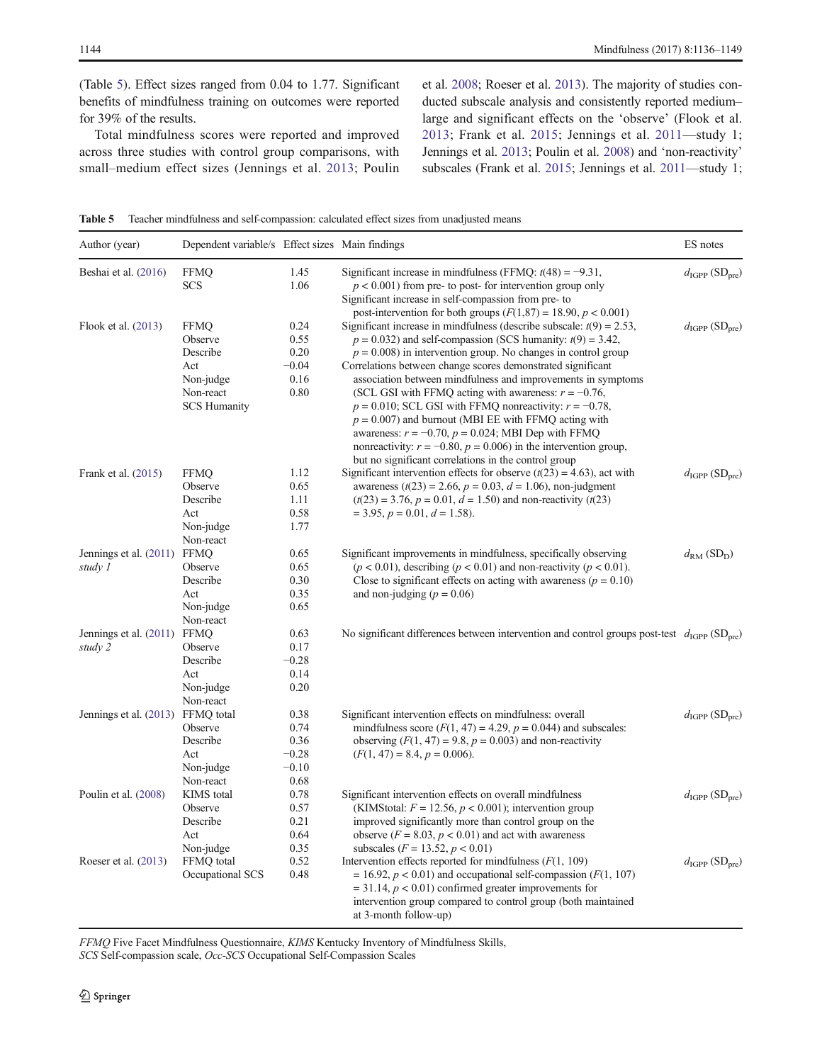(Table 5). Effect sizes ranged from 0.04 to 1.77. Significant benefits of mindfulness training on outcomes were reported for 39% of the results.

Total mindfulness scores were reported and improved across three studies with control group comparisons, with small–medium effect sizes (Jennings et al. 2013; Poulin et al. 2008; Roeser et al. 2013). The majority of studies conducted subscale analysis and consistently reported medium–large and significant effects on the 'observe' (Flook et al. 2013; Frank et al. 2015; Jennings et al. 2011—study 1; Jennings et al. 2013; Poulin et al. 2008) and 'non-reactivity' subscales (Frank et al. 2015; Jennings et al. 2011—study 1;

**Table 5** Teacher mindfulness and self-compassion: calculated effect sizes from unadjusted means

| Author (year) | Dependent variable/s | Effect sizes | Main findings | ES notes |
|---|---|---|---|---|
| Beshai et al. (2016) | FFMQ<br>SCS | 1.45<br>1.06 | Significant increase in mindfulness (FFMQ: $t(48) = -9.31$, $p < 0.001$) from pre- to post- for intervention group only<br>Significant increase in self-compassion from pre- to post-intervention for both groups ($F(1,87) = 18.90$, $p < 0.001$) | $d_{\mathrm{IGPP}}$ ($\mathrm{SD}_{\mathrm{pre}}$) |
| Flook et al. (2013) | FFMQ<br>Observe<br>Describe<br>Act<br>Non-judge<br>Non-react<br>SCS Humanity | 0.24<br>0.55<br>0.20<br>−0.04<br>0.16<br>0.80 | Significant increase in mindfulness (describe subscale: $t(9) = 2.53$, $p = 0.032$) and self-compassion (SCS humanity: $t(9) = 3.42$, $p = 0.008$) in intervention group. No changes in control group<br>Correlations between change scores demonstrated significant association between mindfulness and improvements in symptoms (SCL GSI with FFMQ acting with awareness: $r = -0.76$, $p = 0.010$; SCL GSI with FFMQ nonreactivity: $r = -0.78$, $p = 0.007$) and burnout (MBI EE with FFMQ acting with awareness: $r = -0.70$, $p = 0.024$; MBI Dep with FFMQ nonreactivity: $r = -0.80$, $p = 0.006$) in the intervention group, but no significant correlations in the control group | $d_{\mathrm{IGPP}}$ ($\mathrm{SD}_{\mathrm{pre}}$) |
| Frank et al. (2015) | FFMQ<br>Observe<br>Describe<br>Act<br>Non-judge<br>Non-react | 1.12<br>0.65<br>1.11<br>0.58<br>1.77 | Significant intervention effects for observe ($t(23) = 4.63$), act with awareness ($t(23) = 2.66$, $p = 0.03$, $d = 1.06$), non-judgment ($t(23) = 3.76$, $p = 0.01$, $d = 1.50$) and non-reactivity ($t(23) = 3.95$, $p = 0.01$, $d = 1.58$). | $d_{\mathrm{IGPP}}$ ($\mathrm{SD}_{\mathrm{pre}}$) |
| Jennings et al. (2011) *study 1* | FFMQ<br>Observe<br>Describe<br>Act<br>Non-judge<br>Non-react | 0.65<br>0.65<br>0.30<br>0.35<br>0.65 | Significant improvements in mindfulness, specifically observing ($p < 0.01$), describing ($p < 0.01$) and non-reactivity ($p < 0.01$). Close to significant effects on acting with awareness ($p = 0.10$) and non-judging ($p = 0.06$) | $d_{\mathrm{RM}}$ ($\mathrm{SD}_{\mathrm{D}}$) |
| Jennings et al. (2011) *study 2* | FFMQ<br>Observe<br>Describe<br>Act<br>Non-judge<br>Non-react | 0.63<br>0.17<br>−0.28<br>0.14<br>0.20 | No significant differences between intervention and control groups post-test | $d_{\mathrm{IGPP}}$ ($\mathrm{SD}_{\mathrm{pre}}$) |
| Jennings et al. (2013) | FFMQ total<br>Observe<br>Describe<br>Act<br>Non-judge<br>Non-react | 0.38<br>0.74<br>0.36<br>−0.28<br>−0.10<br>0.68 | Significant intervention effects on mindfulness: overall mindfulness score ($F(1, 47) = 4.29$, $p = 0.044$) and subscales: observing ($F(1, 47) = 9.8$, $p = 0.003$) and non-reactivity ($F(1, 47) = 8.4$, $p = 0.006$). | $d_{\mathrm{IGPP}}$ ($\mathrm{SD}_{\mathrm{pre}}$) |
| Poulin et al. (2008) | KIMS total<br>Observe<br>Describe<br>Act<br>Non-judge | 0.78<br>0.57<br>0.21<br>0.64<br>0.35 | Significant intervention effects on overall mindfulness (KIMStotal: $F = 12.56$, $p < 0.001$); intervention group improved significantly more than control group on the observe ($F = 8.03$, $p < 0.01$) and act with awareness subscales ($F = 13.52$, $p < 0.01$) | $d_{\mathrm{IGPP}}$ ($\mathrm{SD}_{\mathrm{pre}}$) |
| Roeser et al. (2013) | FFMQ total<br>Occupational SCS | 0.52<br>0.48 | Intervention effects reported for mindfulness ($F(1, 109) = 16.92$, $p < 0.01$) and occupational self-compassion ($F(1, 107) = 31.14$, $p < 0.01$) confirmed greater improvements for intervention group compared to control group (both maintained at 3-month follow-up) | $d_{\mathrm{IGPP}}$ ($\mathrm{SD}_{\mathrm{pre}}$) |

*FFMQ* Five Facet Mindfulness Questionnaire, *KIMS* Kentucky Inventory of Mindfulness Skills,
*SCS* Self-compassion scale, *Occ-SCS* Occupational Self-Compassion Scales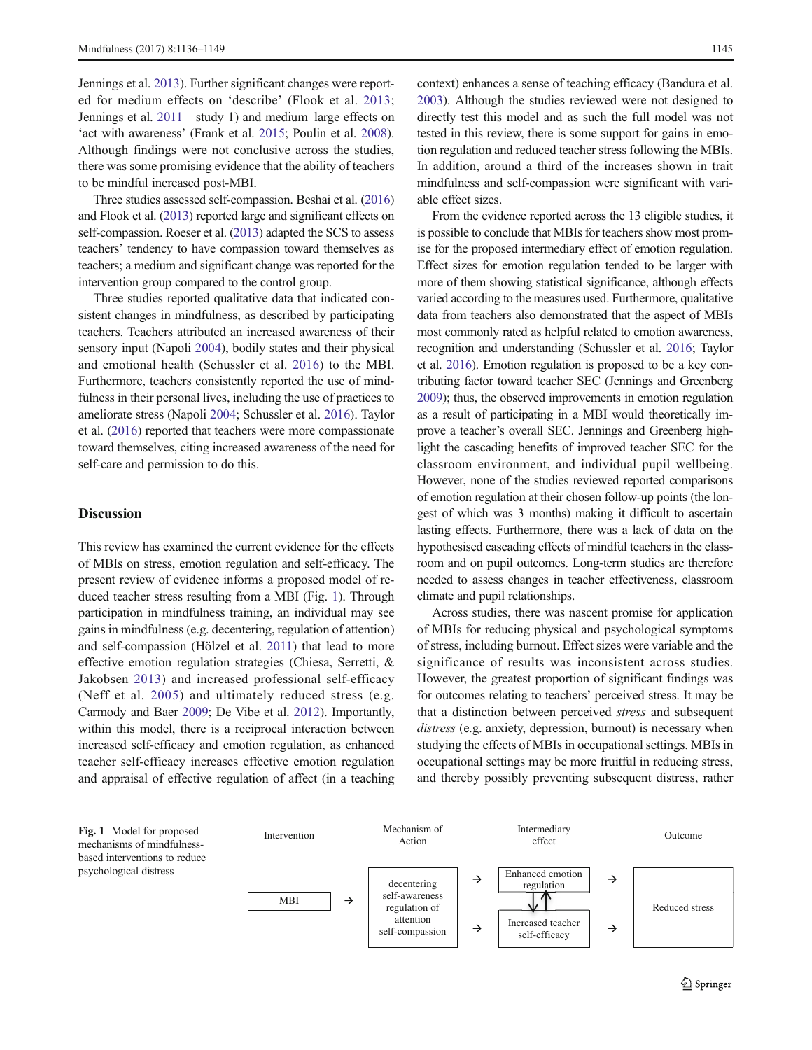Jennings et al. 2013). Further significant changes were reported for medium effects on 'describe' (Flook et al. 2013; Jennings et al. 2011—study 1) and medium–large effects on 'act with awareness' (Frank et al. 2015; Poulin et al. 2008). Although findings were not conclusive across the studies, there was some promising evidence that the ability of teachers to be mindful increased post-MBI.

Three studies assessed self-compassion. Beshai et al. (2016) and Flook et al. (2013) reported large and significant effects on self-compassion. Roeser et al. (2013) adapted the SCS to assess teachers' tendency to have compassion toward themselves as teachers; a medium and significant change was reported for the intervention group compared to the control group.

Three studies reported qualitative data that indicated consistent changes in mindfulness, as described by participating teachers. Teachers attributed an increased awareness of their sensory input (Napoli 2004), bodily states and their physical and emotional health (Schussler et al. 2016) to the MBI. Furthermore, teachers consistently reported the use of mindfulness in their personal lives, including the use of practices to ameliorate stress (Napoli 2004; Schussler et al. 2016). Taylor et al. (2016) reported that teachers were more compassionate toward themselves, citing increased awareness of the need for self-care and permission to do this.

## Discussion

This review has examined the current evidence for the effects of MBIs on stress, emotion regulation and self-efficacy. The present review of evidence informs a proposed model of reduced teacher stress resulting from a MBI (Fig. 1). Through participation in mindfulness training, an individual may see gains in mindfulness (e.g. decentering, regulation of attention) and self-compassion (Hölzel et al. 2011) that lead to more effective emotion regulation strategies (Chiesa, Serretti, & Jakobsen 2013) and increased professional self-efficacy (Neff et al. 2005) and ultimately reduced stress (e.g. Carmody and Baer 2009; De Vibe et al. 2012). Importantly, within this model, there is a reciprocal interaction between increased self-efficacy and emotion regulation, as enhanced teacher self-efficacy increases effective emotion regulation and appraisal of effective regulation of affect (in a teaching context) enhances a sense of teaching efficacy (Bandura et al. 2003). Although the studies reviewed were not designed to directly test this model and as such the full model was not tested in this review, there is some support for gains in emotion regulation and reduced teacher stress following the MBIs. In addition, around a third of the increases shown in trait mindfulness and self-compassion were significant with variable effect sizes.

From the evidence reported across the 13 eligible studies, it is possible to conclude that MBIs for teachers show most promise for the proposed intermediary effect of emotion regulation. Effect sizes for emotion regulation tended to be larger with more of them showing statistical significance, although effects varied according to the measures used. Furthermore, qualitative data from teachers also demonstrated that the aspect of MBIs most commonly rated as helpful related to emotion awareness, recognition and understanding (Schussler et al. 2016; Taylor et al. 2016). Emotion regulation is proposed to be a key contributing factor toward teacher SEC (Jennings and Greenberg 2009); thus, the observed improvements in emotion regulation as a result of participating in a MBI would theoretically improve a teacher's overall SEC. Jennings and Greenberg highlight the cascading benefits of improved teacher SEC for the classroom environment, and individual pupil wellbeing. However, none of the studies reviewed reported comparisons of emotion regulation at their chosen follow-up points (the longest of which was 3 months) making it difficult to ascertain lasting effects. Furthermore, there was a lack of data on the hypothesised cascading effects of mindful teachers in the classroom and on pupil outcomes. Long-term studies are therefore needed to assess changes in teacher effectiveness, classroom climate and pupil relationships.

Across studies, there was nascent promise for application of MBIs for reducing physical and psychological symptoms of stress, including burnout. Effect sizes were variable and the significance of results was inconsistent across studies. However, the greatest proportion of significant findings was for outcomes relating to teachers' perceived stress. It may be that a distinction between perceived *stress* and subsequent *distress* (e.g. anxiety, depression, burnout) is necessary when studying the effects of MBIs in occupational settings. MBIs in occupational settings may be more fruitful in reducing stress, and thereby possibly preventing subsequent distress, rather

| Intervention | | Mechanism of Action | | Intermediary effect | | Outcome |
|---|---|---|---|---|---|---|
| MBI | → | decentering<br>self-awareness<br>regulation of attention<br>self-compassion | → | Enhanced emotion regulation<br>↓↑<br>Increased teacher self-efficacy | → | Reduced stress |

**Fig. 1** Model for proposed mechanisms of mindfulness-based interventions to reduce psychological distress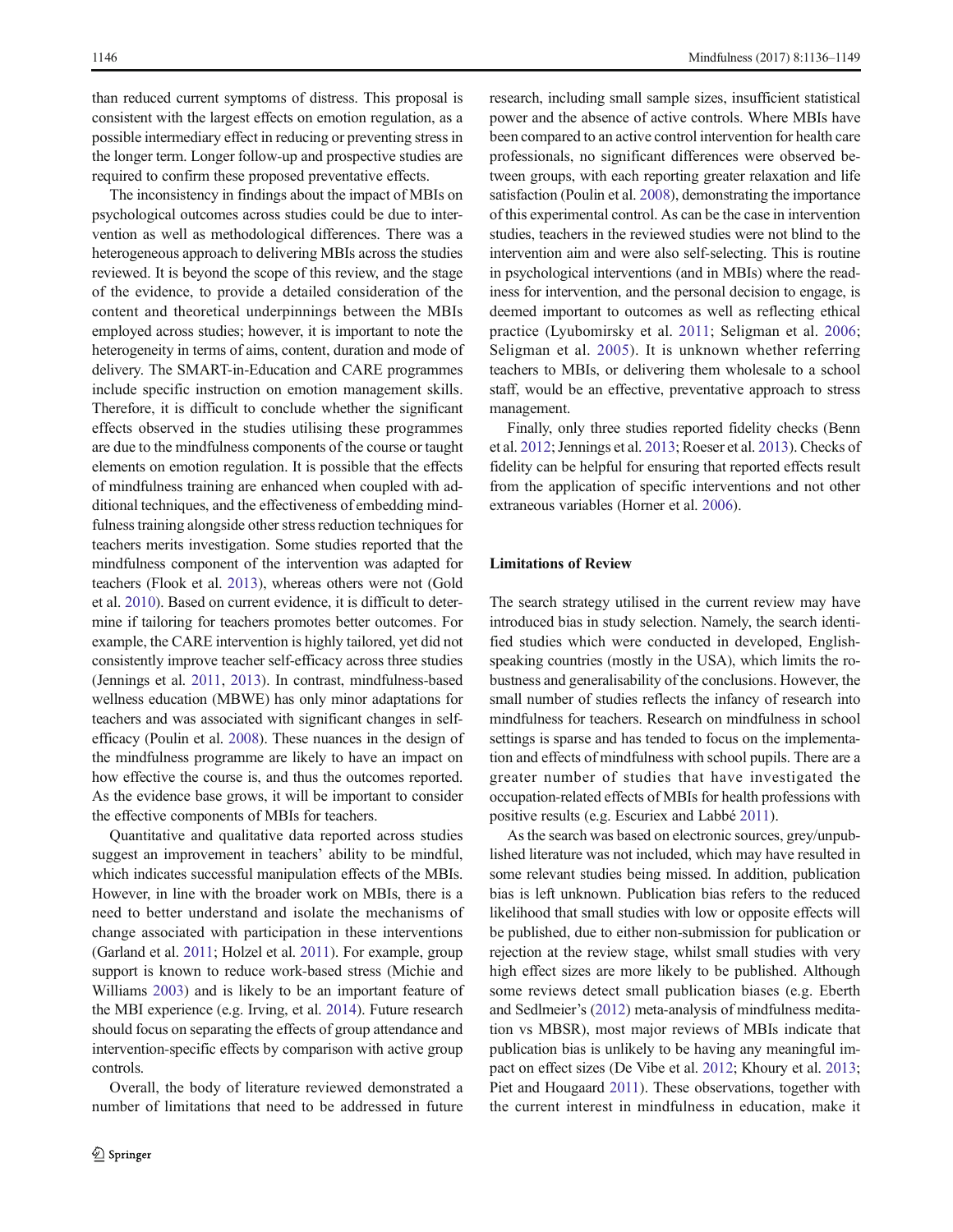than reduced current symptoms of distress. This proposal is consistent with the largest effects on emotion regulation, as a possible intermediary effect in reducing or preventing stress in the longer term. Longer follow-up and prospective studies are required to confirm these proposed preventative effects.

The inconsistency in findings about the impact of MBIs on psychological outcomes across studies could be due to intervention as well as methodological differences. There was a heterogeneous approach to delivering MBIs across the studies reviewed. It is beyond the scope of this review, and the stage of the evidence, to provide a detailed consideration of the content and theoretical underpinnings between the MBIs employed across studies; however, it is important to note the heterogeneity in terms of aims, content, duration and mode of delivery. The SMART-in-Education and CARE programmes include specific instruction on emotion management skills. Therefore, it is difficult to conclude whether the significant effects observed in the studies utilising these programmes are due to the mindfulness components of the course or taught elements on emotion regulation. It is possible that the effects of mindfulness training are enhanced when coupled with additional techniques, and the effectiveness of embedding mindfulness training alongside other stress reduction techniques for teachers merits investigation. Some studies reported that the mindfulness component of the intervention was adapted for teachers (Flook et al. 2013), whereas others were not (Gold et al. 2010). Based on current evidence, it is difficult to determine if tailoring for teachers promotes better outcomes. For example, the CARE intervention is highly tailored, yet did not consistently improve teacher self-efficacy across three studies (Jennings et al. 2011, 2013). In contrast, mindfulness-based wellness education (MBWE) has only minor adaptations for teachers and was associated with significant changes in self-efficacy (Poulin et al. 2008). These nuances in the design of the mindfulness programme are likely to have an impact on how effective the course is, and thus the outcomes reported. As the evidence base grows, it will be important to consider the effective components of MBIs for teachers.

Quantitative and qualitative data reported across studies suggest an improvement in teachers' ability to be mindful, which indicates successful manipulation effects of the MBIs. However, in line with the broader work on MBIs, there is a need to better understand and isolate the mechanisms of change associated with participation in these interventions (Garland et al. 2011; Holzel et al. 2011). For example, group support is known to reduce work-based stress (Michie and Williams 2003) and is likely to be an important feature of the MBI experience (e.g. Irving, et al. 2014). Future research should focus on separating the effects of group attendance and intervention-specific effects by comparison with active group controls.

Overall, the body of literature reviewed demonstrated a number of limitations that need to be addressed in future research, including small sample sizes, insufficient statistical power and the absence of active controls. Where MBIs have been compared to an active control intervention for health care professionals, no significant differences were observed between groups, with each reporting greater relaxation and life satisfaction (Poulin et al. 2008), demonstrating the importance of this experimental control. As can be the case in intervention studies, teachers in the reviewed studies were not blind to the intervention aim and were also self-selecting. This is routine in psychological interventions (and in MBIs) where the readiness for intervention, and the personal decision to engage, is deemed important to outcomes as well as reflecting ethical practice (Lyubomirsky et al. 2011; Seligman et al. 2006; Seligman et al. 2005). It is unknown whether referring teachers to MBIs, or delivering them wholesale to a school staff, would be an effective, preventative approach to stress management.

Finally, only three studies reported fidelity checks (Benn et al. 2012; Jennings et al. 2013; Roeser et al. 2013). Checks of fidelity can be helpful for ensuring that reported effects result from the application of specific interventions and not other extraneous variables (Horner et al. 2006).

### Limitations of Review

The search strategy utilised in the current review may have introduced bias in study selection. Namely, the search identified studies which were conducted in developed, English-speaking countries (mostly in the USA), which limits the robustness and generalisability of the conclusions. However, the small number of studies reflects the infancy of research into mindfulness for teachers. Research on mindfulness in school settings is sparse and has tended to focus on the implementation and effects of mindfulness with school pupils. There are a greater number of studies that have investigated the occupation-related effects of MBIs for health professions with positive results (e.g. Escuriex and Labbé 2011).

As the search was based on electronic sources, grey/unpublished literature was not included, which may have resulted in some relevant studies being missed. In addition, publication bias is left unknown. Publication bias refers to the reduced likelihood that small studies with low or opposite effects will be published, due to either non-submission for publication or rejection at the review stage, whilst small studies with very high effect sizes are more likely to be published. Although some reviews detect small publication biases (e.g. Eberth and Sedlmeier's (2012) meta-analysis of mindfulness meditation vs MBSR), most major reviews of MBIs indicate that publication bias is unlikely to be having any meaningful impact on effect sizes (De Vibe et al. 2012; Khoury et al. 2013; Piet and Hougaard 2011). These observations, together with the current interest in mindfulness in education, make it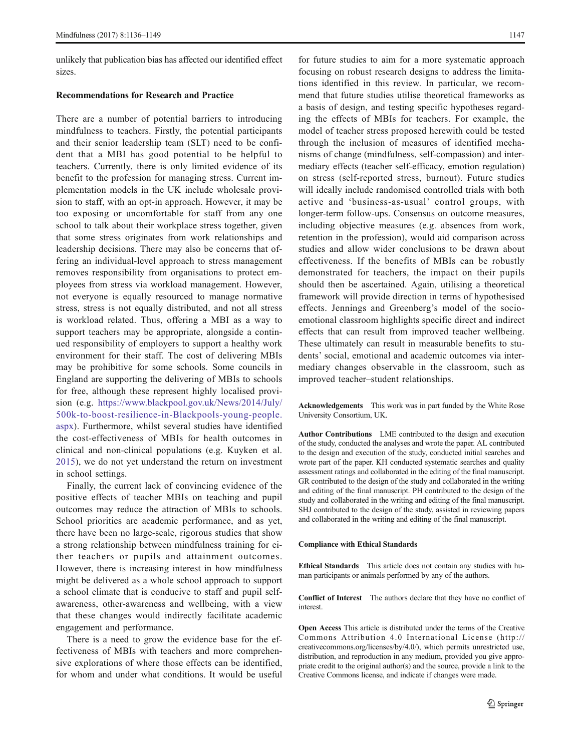unlikely that publication bias has affected our identified effect sizes.

### Recommendations for Research and Practice

There are a number of potential barriers to introducing mindfulness to teachers. Firstly, the potential participants and their senior leadership team (SLT) need to be confident that a MBI has good potential to be helpful to teachers. Currently, there is only limited evidence of its benefit to the profession for managing stress. Current implementation models in the UK include wholesale provision to staff, with an opt-in approach. However, it may be too exposing or uncomfortable for staff from any one school to talk about their workplace stress together, given that some stress originates from work relationships and leadership decisions. There may also be concerns that offering an individual-level approach to stress management removes responsibility from organisations to protect employees from stress via workload management. However, not everyone is equally resourced to manage normative stress, stress is not equally distributed, and not all stress is workload related. Thus, offering a MBI as a way to support teachers may be appropriate, alongside a continued responsibility of employers to support a healthy work environment for their staff. The cost of delivering MBIs may be prohibitive for some schools. Some councils in England are supporting the delivering of MBIs to schools for free, although these represent highly localised provision (e.g. https://www.blackpool.gov.uk/News/2014/July/500k-to-boost-resilience-in-Blackpools-young-people.aspx). Furthermore, whilst several studies have identified the cost-effectiveness of MBIs for health outcomes in clinical and non-clinical populations (e.g. Kuyken et al. 2015), we do not yet understand the return on investment in school settings.

Finally, the current lack of convincing evidence of the positive effects of teacher MBIs on teaching and pupil outcomes may reduce the attraction of MBIs to schools. School priorities are academic performance, and as yet, there have been no large-scale, rigorous studies that show a strong relationship between mindfulness training for either teachers or pupils and attainment outcomes. However, there is increasing interest in how mindfulness might be delivered as a whole school approach to support a school climate that is conducive to staff and pupil self-awareness, other-awareness and wellbeing, with a view that these changes would indirectly facilitate academic engagement and performance.

There is a need to grow the evidence base for the effectiveness of MBIs with teachers and more comprehensive explorations of where those effects can be identified, for whom and under what conditions. It would be useful for future studies to aim for a more systematic approach focusing on robust research designs to address the limitations identified in this review. In particular, we recommend that future studies utilise theoretical frameworks as a basis of design, and testing specific hypotheses regarding the effects of MBIs for teachers. For example, the model of teacher stress proposed herewith could be tested through the inclusion of measures of identified mechanisms of change (mindfulness, self-compassion) and intermediary effects (teacher self-efficacy, emotion regulation) on stress (self-reported stress, burnout). Future studies will ideally include randomised controlled trials with both active and 'business-as-usual' control groups, with longer-term follow-ups. Consensus on outcome measures, including objective measures (e.g. absences from work, retention in the profession), would aid comparison across studies and allow wider conclusions to be drawn about effectiveness. If the benefits of MBIs can be robustly demonstrated for teachers, the impact on their pupils should then be ascertained. Again, utilising a theoretical framework will provide direction in terms of hypothesised effects. Jennings and Greenberg's model of the socio-emotional classroom highlights specific direct and indirect effects that can result from improved teacher wellbeing. These ultimately can result in measurable benefits to students' social, emotional and academic outcomes via intermediary changes observable in the classroom, such as improved teacher–student relationships.

**Acknowledgements** This work was in part funded by the White Rose University Consortium, UK.

**Author Contributions** LME contributed to the design and execution of the study, conducted the analyses and wrote the paper. AL contributed to the design and execution of the study, conducted initial searches and wrote part of the paper. KH conducted systematic searches and quality assessment ratings and collaborated in the editing of the final manuscript. GR contributed to the design of the study and collaborated in the writing and editing of the final manuscript. PH contributed to the design of the study and collaborated in the writing and editing of the final manuscript. SHJ contributed to the design of the study, assisted in reviewing papers and collaborated in the writing and editing of the final manuscript.

#### Compliance with Ethical Standards

**Ethical Standards** This article does not contain any studies with human participants or animals performed by any of the authors.

**Conflict of Interest** The authors declare that they have no conflict of interest.

**Open Access** This article is distributed under the terms of the Creative Commons Attribution 4.0 International License (http://creativecommons.org/licenses/by/4.0/), which permits unrestricted use, distribution, and reproduction in any medium, provided you give appropriate credit to the original author(s) and the source, provide a link to the Creative Commons license, and indicate if changes were made.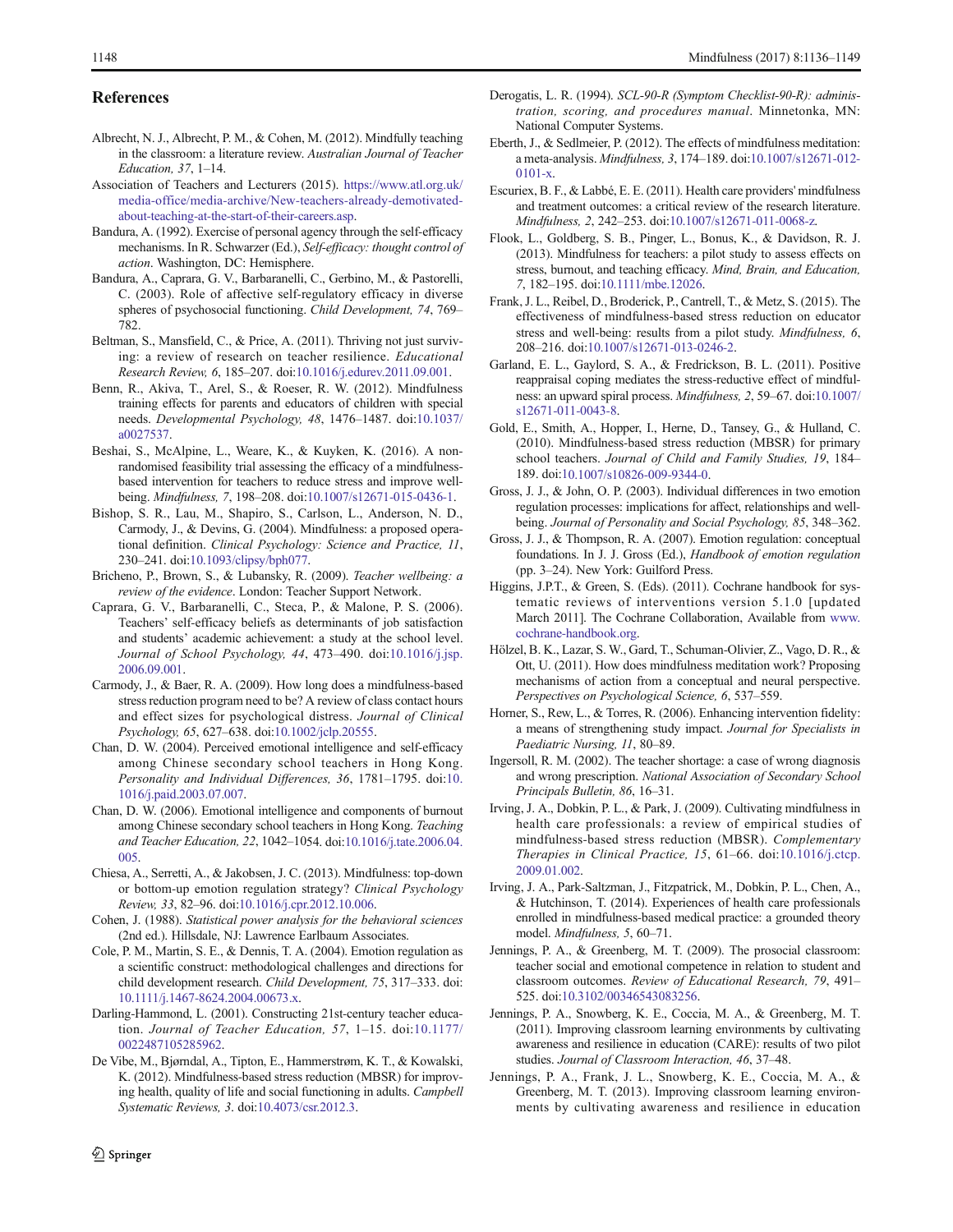## References

Albrecht, N. J., Albrecht, P. M., & Cohen, M. (2012). Mindfully teaching in the classroom: a literature review. *Australian Journal of Teacher Education, 37*, 1–14.

Association of Teachers and Lecturers (2015). https://www.atl.org.uk/media-office/media-archive/New-teachers-already-demotivated-about-teaching-at-the-start-of-their-careers.asp.

Bandura, A. (1992). Exercise of personal agency through the self-efficacy mechanisms. In R. Schwarzer (Ed.), *Self-efficacy: thought control of action*. Washington, DC: Hemisphere.

Bandura, A., Caprara, G. V., Barbaranelli, C., Gerbino, M., & Pastorelli, C. (2003). Role of affective self-regulatory efficacy in diverse spheres of psychosocial functioning. *Child Development, 74*, 769–782.

Beltman, S., Mansfield, C., & Price, A. (2011). Thriving not just surviving: a review of research on teacher resilience. *Educational Research Review, 6*, 185–207. doi:10.1016/j.edurev.2011.09.001.

Benn, R., Akiva, T., Arel, S., & Roeser, R. W. (2012). Mindfulness training effects for parents and educators of children with special needs. *Developmental Psychology, 48*, 1476–1487. doi:10.1037/a0027537.

Beshai, S., McAlpine, L., Weare, K., & Kuyken, K. (2016). A non-randomised feasibility trial assessing the efficacy of a mindfulness-based intervention for teachers to reduce stress and improve well-being. *Mindfulness, 7*, 198–208. doi:10.1007/s12671-015-0436-1.

Bishop, S. R., Lau, M., Shapiro, S., Carlson, L., Anderson, N. D., Carmody, J., & Devins, G. (2004). Mindfulness: a proposed operational definition. *Clinical Psychology: Science and Practice, 11*, 230–241. doi:10.1093/clipsy/bph077.

Bricheno, P., Brown, S., & Lubansky, R. (2009). *Teacher wellbeing: a review of the evidence*. London: Teacher Support Network.

Caprara, G. V., Barbaranelli, C., Steca, P., & Malone, P. S. (2006). Teachers' self-efficacy beliefs as determinants of job satisfaction and students' academic achievement: a study at the school level. *Journal of School Psychology, 44*, 473–490. doi:10.1016/j.jsp.2006.09.001.

Carmody, J., & Baer, R. A. (2009). How long does a mindfulness-based stress reduction program need to be? A review of class contact hours and effect sizes for psychological distress. *Journal of Clinical Psychology, 65*, 627–638. doi:10.1002/jclp.20555.

Chan, D. W. (2004). Perceived emotional intelligence and self-efficacy among Chinese secondary school teachers in Hong Kong. *Personality and Individual Differences, 36*, 1781–1795. doi:10.1016/j.paid.2003.07.007.

Chan, D. W. (2006). Emotional intelligence and components of burnout among Chinese secondary school teachers in Hong Kong. *Teaching and Teacher Education, 22*, 1042–1054. doi:10.1016/j.tate.2006.04.005.

Chiesa, A., Serretti, A., & Jakobsen, J. C. (2013). Mindfulness: top-down or bottom-up emotion regulation strategy? *Clinical Psychology Review, 33*, 82–96. doi:10.1016/j.cpr.2012.10.006.

Cohen, J. (1988). *Statistical power analysis for the behavioral sciences* (2nd ed.). Hillsdale, NJ: Lawrence Earlbaum Associates.

Cole, P. M., Martin, S. E., & Dennis, T. A. (2004). Emotion regulation as a scientific construct: methodological challenges and directions for child development research. *Child Development, 75*, 317–333. doi:10.1111/j.1467-8624.2004.00673.x.

Darling-Hammond, L. (2001). Constructing 21st-century teacher education. *Journal of Teacher Education, 57*, 1–15. doi:10.1177/0022487105285962.

De Vibe, M., Bjørndal, A., Tipton, E., Hammerstrøm, K. T., & Kowalski, K. (2012). Mindfulness-based stress reduction (MBSR) for improving health, quality of life and social functioning in adults. *Campbell Systematic Reviews, 3*. doi:10.4073/csr.2012.3.

Derogatis, L. R. (1994). *SCL-90-R (Symptom Checklist-90-R): administration, scoring, and procedures manual*. Minnetonka, MN: National Computer Systems.

Eberth, J., & Sedlmeier, P. (2012). The effects of mindfulness meditation: a meta-analysis. *Mindfulness, 3*, 174–189. doi:10.1007/s12671-012-0101-x.

Escuriex, B. F., & Labbé, E. E. (2011). Health care providers' mindfulness and treatment outcomes: a critical review of the research literature. *Mindfulness, 2*, 242–253. doi:10.1007/s12671-011-0068-z.

Flook, L., Goldberg, S. B., Pinger, L., Bonus, K., & Davidson, R. J. (2013). Mindfulness for teachers: a pilot study to assess effects on stress, burnout, and teaching efficacy. *Mind, Brain, and Education, 7*, 182–195. doi:10.1111/mbe.12026.

Frank, J. L., Reibel, D., Broderick, P., Cantrell, T., & Metz, S. (2015). The effectiveness of mindfulness-based stress reduction on educator stress and well-being: results from a pilot study. *Mindfulness, 6*, 208–216. doi:10.1007/s12671-013-0246-2.

Garland, E. L., Gaylord, S. A., & Fredrickson, B. L. (2011). Positive reappraisal coping mediates the stress-reductive effect of mindfulness: an upward spiral process. *Mindfulness, 2*, 59–67. doi:10.1007/s12671-011-0043-8.

Gold, E., Smith, A., Hopper, I., Herne, D., Tansey, G., & Hulland, C. (2010). Mindfulness-based stress reduction (MBSR) for primary school teachers. *Journal of Child and Family Studies, 19*, 184–189. doi:10.1007/s10826-009-9344-0.

Gross, J. J., & John, O. P. (2003). Individual differences in two emotion regulation processes: implications for affect, relationships and well-being. *Journal of Personality and Social Psychology, 85*, 348–362.

Gross, J. J., & Thompson, R. A. (2007). Emotion regulation: conceptual foundations. In J. J. Gross (Ed.), *Handbook of emotion regulation* (pp. 3–24). New York: Guilford Press.

Higgins, J.P.T., & Green, S. (Eds). (2011). Cochrane handbook for systematic reviews of interventions version 5.1.0 [updated March 2011]. The Cochrane Collaboration, Available from www.cochrane-handbook.org.

Hölzel, B. K., Lazar, S. W., Gard, T., Schuman-Olivier, Z., Vago, D. R., & Ott, U. (2011). How does mindfulness meditation work? Proposing mechanisms of action from a conceptual and neural perspective. *Perspectives on Psychological Science, 6*, 537–559.

Horner, S., Rew, L., & Torres, R. (2006). Enhancing intervention fidelity: a means of strengthening study impact. *Journal for Specialists in Paediatric Nursing, 11*, 80–89.

Ingersoll, R. M. (2002). The teacher shortage: a case of wrong diagnosis and wrong prescription. *National Association of Secondary School Principals Bulletin, 86*, 16–31.

Irving, J. A., Dobkin, P. L., & Park, J. (2009). Cultivating mindfulness in health care professionals: a review of empirical studies of mindfulness-based stress reduction (MBSR). *Complementary Therapies in Clinical Practice, 15*, 61–66. doi:10.1016/j.ctcp.2009.01.002.

Irving, J. A., Park-Saltzman, J., Fitzpatrick, M., Dobkin, P. L., Chen, A., & Hutchinson, T. (2014). Experiences of health care professionals enrolled in mindfulness-based medical practice: a grounded theory model. *Mindfulness, 5*, 60–71.

Jennings, P. A., & Greenberg, M. T. (2009). The prosocial classroom: teacher social and emotional competence in relation to student and classroom outcomes. *Review of Educational Research, 79*, 491–525. doi:10.3102/0034654308325693.

Jennings, P. A., Snowberg, K. E., Coccia, M. A., & Greenberg, M. T. (2011). Improving classroom learning environments by cultivating awareness and resilience in education (CARE): results of two pilot studies. *Journal of Classroom Interaction, 46*, 37–48.

Jennings, P. A., Frank, J. L., Snowberg, K. E., Coccia, M. A., & Greenberg, M. T. (2013). Improving classroom learning environments by cultivating awareness and resilience in education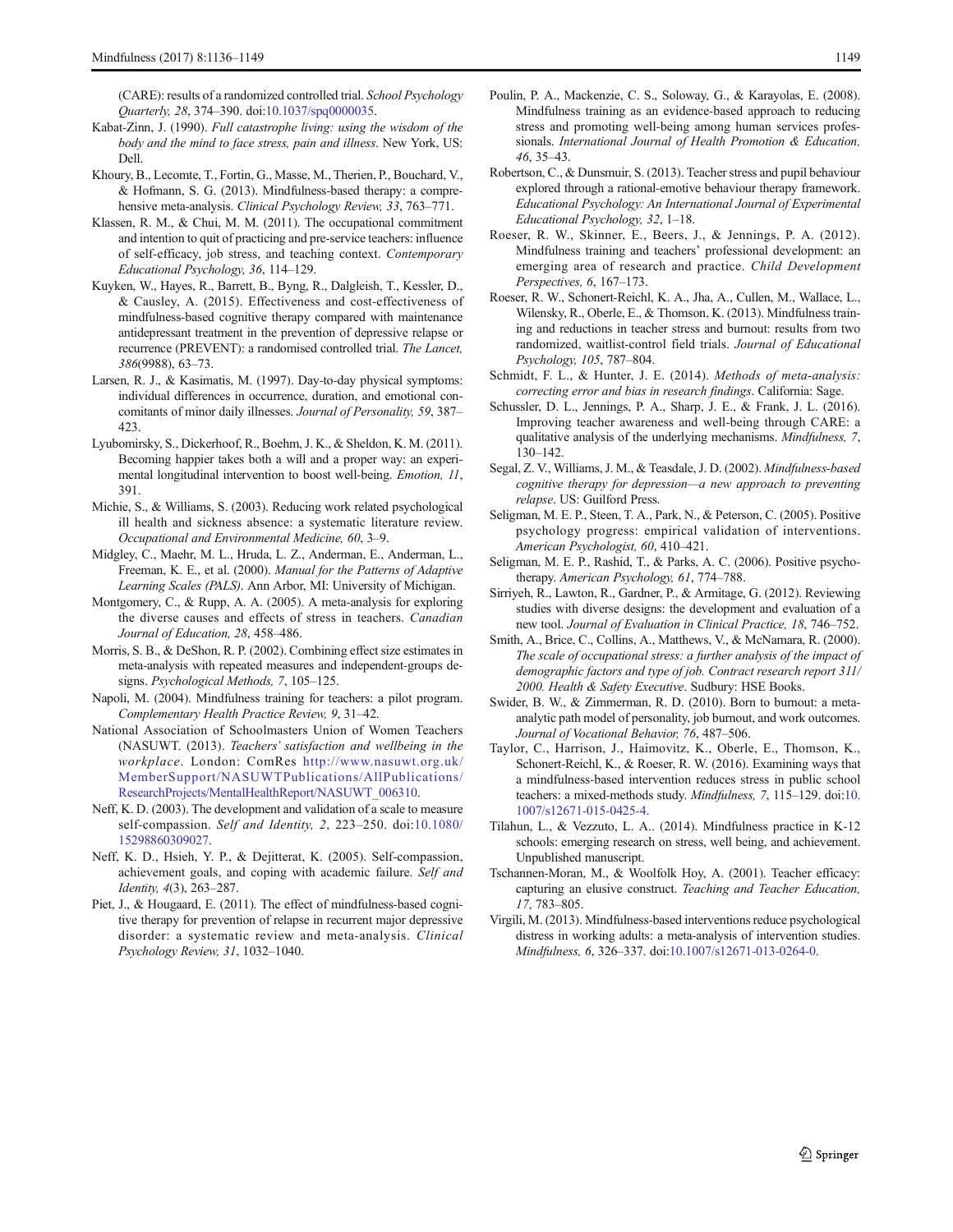(CARE): results of a randomized controlled trial. *School Psychology Quarterly, 28*, 374–390. doi:10.1037/spq0000035.

Kabat-Zinn, J. (1990). *Full catastrophe living: using the wisdom of the body and the mind to face stress, pain and illness*. New York, US: Dell.

Khoury, B., Lecomte, T., Fortin, G., Masse, M., Therien, P., Bouchard, V., & Hofmann, S. G. (2013). Mindfulness-based therapy: a comprehensive meta-analysis. *Clinical Psychology Review, 33*, 763–771.

Klassen, R. M., & Chui, M. M. (2011). The occupational commitment and intention to quit of practicing and pre-service teachers: influence of self-efficacy, job stress, and teaching context. *Contemporary Educational Psychology, 36*, 114–129.

Kuyken, W., Hayes, R., Barrett, B., Byng, R., Dalgleish, T., Kessler, D., & Causley, A. (2015). Effectiveness and cost-effectiveness of mindfulness-based cognitive therapy compared with maintenance antidepressant treatment in the prevention of depressive relapse or recurrence (PREVENT): a randomised controlled trial. *The Lancet, 386*(9988), 63–73.

Larsen, R. J., & Kasimatis, M. (1997). Day-to-day physical symptoms: individual differences in occurrence, duration, and emotional concomitants of minor daily illnesses. *Journal of Personality, 59*, 387–423.

Lyubomirsky, S., Dickerhoof, R., Boehm, J. K., & Sheldon, K. M. (2011). Becoming happier takes both a will and a proper way: an experimental longitudinal intervention to boost well-being. *Emotion, 11*, 391.

Michie, S., & Williams, S. (2003). Reducing work related psychological ill health and sickness absence: a systematic literature review. *Occupational and Environmental Medicine, 60*, 3–9.

Midgley, C., Maehr, M. L., Hruda, L. Z., Anderman, E., Anderman, L., Freeman, K. E., et al. (2000). *Manual for the Patterns of Adaptive Learning Scales (PALS)*. Ann Arbor, MI: University of Michigan.

Montgomery, C., & Rupp, A. A. (2005). A meta-analysis for exploring the diverse causes and effects of stress in teachers. *Canadian Journal of Education, 28*, 458–486.

Morris, S. B., & DeShon, R. P. (2002). Combining effect size estimates in meta-analysis with repeated measures and independent-groups designs. *Psychological Methods, 7*, 105–125.

Napoli, M. (2004). Mindfulness training for teachers: a pilot program. *Complementary Health Practice Review, 9*, 31–42.

National Association of Schoolmasters Union of Women Teachers (NASUWT. (2013). *Teachers' satisfaction and wellbeing in the workplace*. London: ComRes http://www.nasuwt.org.uk/MemberSupport/NASUWTPublications/AllPublications/ResearchProjects/MentalHealthReport/NASUWT_006310.

Neff, K. D. (2003). The development and validation of a scale to measure self-compassion. *Self and Identity, 2*, 223–250. doi:10.1080/15298860309027.

Neff, K. D., Hsieh, Y. P., & Dejitterat, K. (2005). Self-compassion, achievement goals, and coping with academic failure. *Self and Identity, 4*(3), 263–287.

Piet, J., & Hougaard, E. (2011). The effect of mindfulness-based cognitive therapy for prevention of relapse in recurrent major depressive disorder: a systematic review and meta-analysis. *Clinical Psychology Review, 31*, 1032–1040.

Poulin, P. A., Mackenzie, C. S., Soloway, G., & Karayolas, E. (2008). Mindfulness training as an evidence-based approach to reducing stress and promoting well-being among human services professionals. *International Journal of Health Promotion & Education, 46*, 35–43.

Robertson, C., & Dunsmuir, S. (2013). Teacher stress and pupil behaviour explored through a rational-emotive behaviour therapy framework. *Educational Psychology: An International Journal of Experimental Educational Psychology, 32*, 1–18.

Roeser, R. W., Skinner, E., Beers, J., & Jennings, P. A. (2012). Mindfulness training and teachers' professional development: an emerging area of research and practice. *Child Development Perspectives, 6*, 167–173.

Roeser, R. W., Schonert-Reichl, K. A., Jha, A., Cullen, M., Wallace, L., Wilensky, R., Oberle, E., & Thomson, K. (2013). Mindfulness training and reductions in teacher stress and burnout: results from two randomized, waitlist-control field trials. *Journal of Educational Psychology, 105*, 787–804.

Schmidt, F. L., & Hunter, J. E. (2014). *Methods of meta-analysis: correcting error and bias in research findings*. California: Sage.

Schussler, D. L., Jennings, P. A., Sharp, J. E., & Frank, J. L. (2016). Improving teacher awareness and well-being through CARE: a qualitative analysis of the underlying mechanisms. *Mindfulness, 7*, 130–142.

Segal, Z. V., Williams, J. M., & Teasdale, J. D. (2002). *Mindfulness-based cognitive therapy for depression—a new approach to preventing relapse*. US: Guilford Press.

Seligman, M. E. P., Steen, T. A., Park, N., & Peterson, C. (2005). Positive psychology progress: empirical validation of interventions. *American Psychologist, 60*, 410–421.

Seligman, M. E. P., Rashid, T., & Parks, A. C. (2006). Positive psychotherapy. *American Psychology, 61*, 774–788.

Sirriyeh, R., Lawton, R., Gardner, P., & Armitage, G. (2012). Reviewing studies with diverse designs: the development and evaluation of a new tool. *Journal of Evaluation in Clinical Practice, 18*, 746–752.

Smith, A., Brice, C., Collins, A., Matthews, V., & McNamara, R. (2000). *The scale of occupational stress: a further analysis of the impact of demographic factors and type of job. Contract research report 311/2000. Health & Safety Executive*. Sudbury: HSE Books.

Swider, B. W., & Zimmerman, R. D. (2010). Born to burnout: a meta-analytic path model of personality, job burnout, and work outcomes. *Journal of Vocational Behavior, 76*, 487–506.

Taylor, C., Harrison, J., Haimovitz, K., Oberle, E., Thomson, K., Schonert-Reichl, K., & Roeser, R. W. (2016). Examining ways that a mindfulness-based intervention reduces stress in public school teachers: a mixed-methods study. *Mindfulness, 7*, 115–129. doi:10.1007/s12671-015-0425-4.

Tilahun, L., & Vezzuto, L. A.. (2014). Mindfulness practice in K-12 schools: emerging research on stress, well being, and achievement. Unpublished manuscript.

Tschannen-Moran, M., & Woolfolk Hoy, A. (2001). Teacher efficacy: capturing an elusive construct. *Teaching and Teacher Education, 17*, 783–805.

Virgili, M. (2013). Mindfulness-based interventions reduce psychological distress in working adults: a meta-analysis of intervention studies. *Mindfulness, 6*, 326–337. doi:10.1007/s12671-013-0264-0.